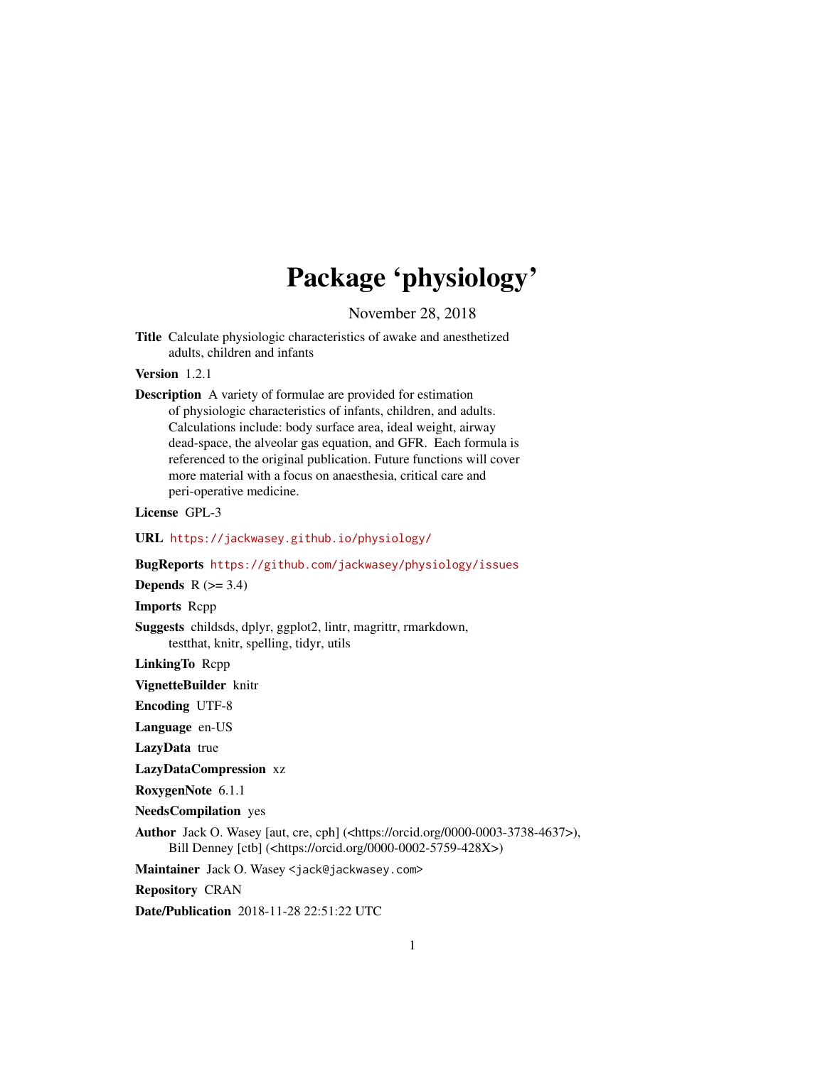# Package 'physiology'

November 28, 2018

**Title** Calculate physiologic characteristics of awake and anesthetized adults, children and infants

**Version** 1.2.1

**Description** A variety of formulae are provided for estimation of physiologic characteristics of infants, children, and adults. Calculations include: body surface area, ideal weight, airway dead-space, the alveolar gas equation, and GFR. Each formula is referenced to the original publication. Future functions will cover more material with a focus on anaesthesia, critical care and peri-operative medicine.

**License** GPL-3

**URL** https://jackwasey.github.io/physiology/

**BugReports** https://github.com/jackwasey/physiology/issues

**Depends** R (>= 3.4)

**Imports** Rcpp

**Suggests** childsds, dplyr, ggplot2, lintr, magrittr, rmarkdown, testthat, knitr, spelling, tidyr, utils

**LinkingTo** Rcpp

**VignetteBuilder** knitr

**Encoding** UTF-8

**Language** en-US

**LazyData** true

**LazyDataCompression** xz

**RoxygenNote** 6.1.1

**NeedsCompilation** yes

**Author** Jack O. Wasey [aut, cre, cph] (<https://orcid.org/0000-0003-3738-4637>), Bill Denney [ctb] (<https://orcid.org/0000-0002-5759-428X>)

**Maintainer** Jack O. Wasey <jack@jackwasey.com>

**Repository** CRAN

**Date/Publication** 2018-11-28 22:51:22 UTC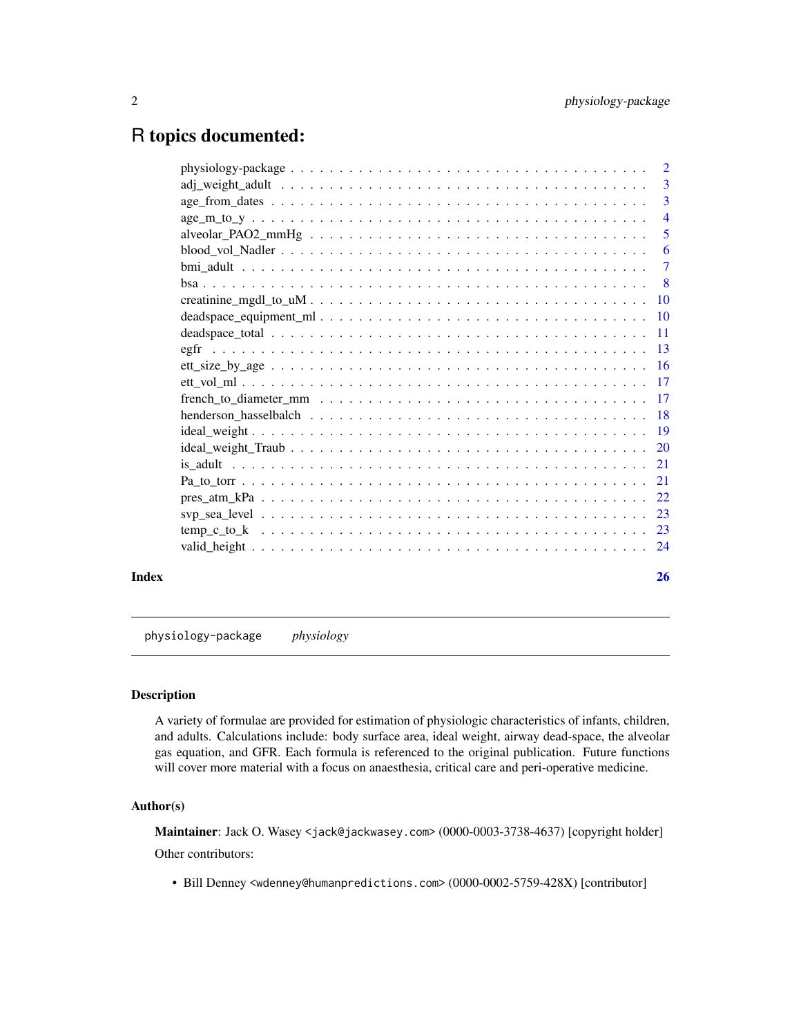# R topics documented:

| | |
|---|---|
| physiology-package | 2 |
| adj_weight_adult | 3 |
| age_from_dates | 3 |
| age_m_to_y | 4 |
| alveolar_PAO2_mmHg | 5 |
| blood_vol_Nadler | 6 |
| bmi_adult | 7 |
| bsa | 8 |
| creatinine_mgdl_to_uM | 10 |
| deadspace_equipment_ml | 10 |
| deadspace_total | 11 |
| egfr | 13 |
| ett_size_by_age | 16 |
| ett_vol_ml | 17 |
| french_to_diameter_mm | 17 |
| henderson_hasselbalch | 18 |
| ideal_weight | 19 |
| ideal_weight_Traub | 20 |
| is_adult | 21 |
| Pa_to_torr | 21 |
| pres_atm_kPa | 22 |
| svp_sea_level | 23 |
| temp_c_to_k | 23 |
| valid_height | 24 |
| **Index** | **26** |

---

`physiology-package` *physiology*

---

### Description

A variety of formulae are provided for estimation of physiologic characteristics of infants, children, and adults. Calculations include: body surface area, ideal weight, airway dead-space, the alveolar gas equation, and GFR. Each formula is referenced to the original publication. Future functions will cover more material with a focus on anaesthesia, critical care and peri-operative medicine.

### Author(s)

**Maintainer**: Jack O. Wasey <jack@jackwasey.com> (0000-0003-3738-4637) [copyright holder]

Other contributors:

- Bill Denney <wdenney@humanpredictions.com> (0000-0002-5759-428X) [contributor]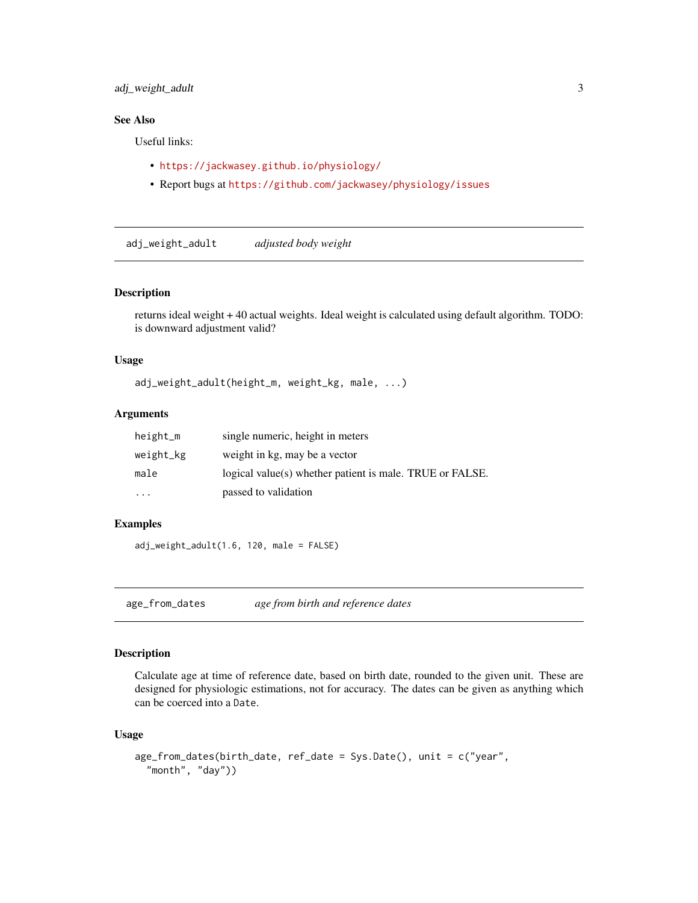### See Also

Useful links:

- https://jackwasey.github.io/physiology/
- Report bugs at https://github.com/jackwasey/physiology/issues

---

## adj_weight_adult — *adjusted body weight*

### Description

returns ideal weight + 40 actual weights. Ideal weight is calculated using default algorithm. TODO: is downward adjustment valid?

### Usage

```
adj_weight_adult(height_m, weight_kg, male, ...)
```

### Arguments

| | |
|---|---|
| `height_m` | single numeric, height in meters |
| `weight_kg` | weight in kg, may be a vector |
| `male` | logical value(s) whether patient is male. TRUE or FALSE. |
| `...` | passed to validation |

### Examples

```
adj_weight_adult(1.6, 120, male = FALSE)
```

---

## age_from_dates — *age from birth and reference dates*

### Description

Calculate age at time of reference date, based on birth date, rounded to the given unit. These are designed for physiologic estimations, not for accuracy. The dates can be given as anything which can be coerced into a `Date`.

### Usage

```
age_from_dates(birth_date, ref_date = Sys.Date(), unit = c("year",
  "month", "day"))
```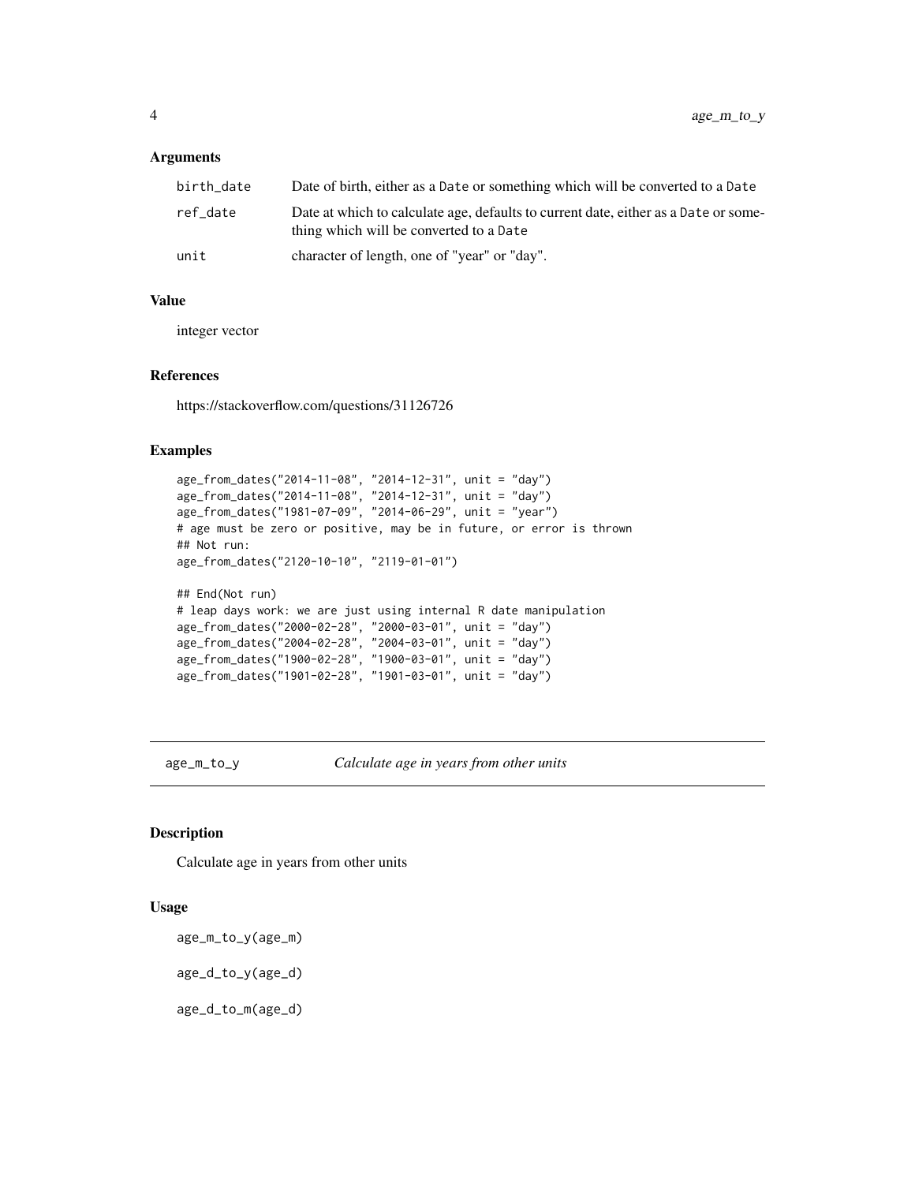### Arguments

| | |
|---|---|
| birth_date | Date of birth, either as a Date or something which will be converted to a Date |
| ref_date | Date at which to calculate age, defaults to current date, either as a Date or something which will be converted to a Date |
| unit | character of length, one of "year" or "day". |

### Value

integer vector

### References

https://stackoverflow.com/questions/31126726

### Examples

```
age_from_dates("2014-11-08", "2014-12-31", unit = "day")
age_from_dates("2014-11-08", "2014-12-31", unit = "day")
age_from_dates("1981-07-09", "2014-06-29", unit = "year")
# age must be zero or positive, may be in future, or error is thrown
## Not run:
age_from_dates("2120-10-10", "2119-01-01")

## End(Not run)
# leap days work: we are just using internal R date manipulation
age_from_dates("2000-02-28", "2000-03-01", unit = "day")
age_from_dates("2004-02-28", "2004-03-01", unit = "day")
age_from_dates("1900-02-28", "1900-03-01", unit = "day")
age_from_dates("1901-02-28", "1901-03-01", unit = "day")
```

---

## age_m_to_y — *Calculate age in years from other units*

### Description

Calculate age in years from other units

### Usage

```
age_m_to_y(age_m)

age_d_to_y(age_d)

age_d_to_m(age_d)
```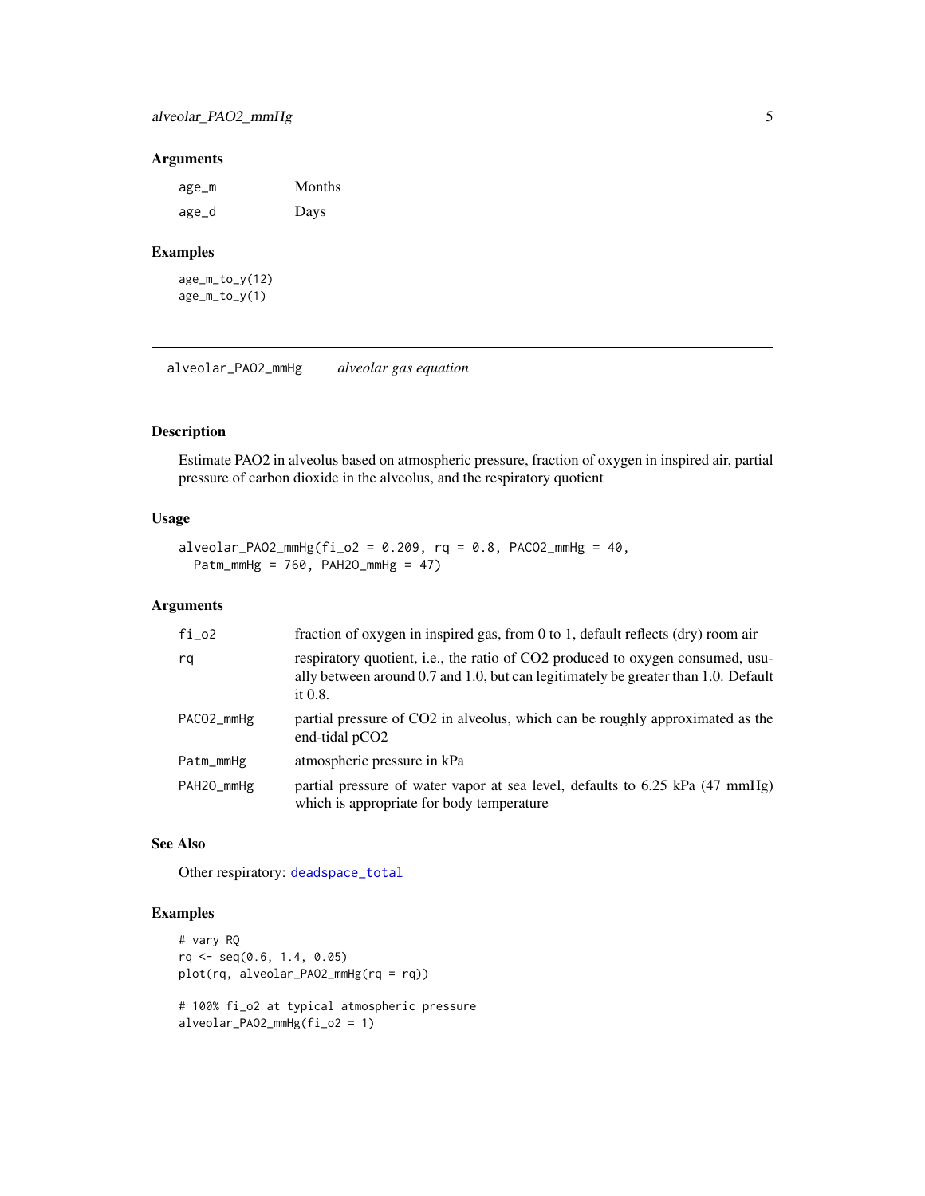## Arguments

| | |
|---|---|
| age_m | Months |
| age_d | Days |

## Examples

```
age_m_to_y(12)
age_m_to_y(1)
```

---

# alveolar_PAO2_mmHg *alveolar gas equation*

## Description

Estimate PAO2 in alveolus based on atmospheric pressure, fraction of oxygen in inspired air, partial pressure of carbon dioxide in the alveolus, and the respiratory quotient

## Usage

```
alveolar_PAO2_mmHg(fi_o2 = 0.209, rq = 0.8, PACO2_mmHg = 40,
  Patm_mmHg = 760, PAH2O_mmHg = 47)
```

## Arguments

| | |
|---|---|
| fi_o2 | fraction of oxygen in inspired gas, from 0 to 1, default reflects (dry) room air |
| rq | respiratory quotient, i.e., the ratio of CO2 produced to oxygen consumed, usually between around 0.7 and 1.0, but can legitimately be greater than 1.0. Default it 0.8. |
| PACO2_mmHg | partial pressure of CO2 in alveolus, which can be roughly approximated as the end-tidal pCO2 |
| Patm_mmHg | atmospheric pressure in kPa |
| PAH2O_mmHg | partial pressure of water vapor at sea level, defaults to 6.25 kPa (47 mmHg) which is appropriate for body temperature |

## See Also

Other respiratory: deadspace_total

## Examples

```
# vary RQ
rq <- seq(0.6, 1.4, 0.05)
plot(rq, alveolar_PAO2_mmHg(rq = rq))

# 100% fi_o2 at typical atmospheric pressure
alveolar_PAO2_mmHg(fi_o2 = 1)
```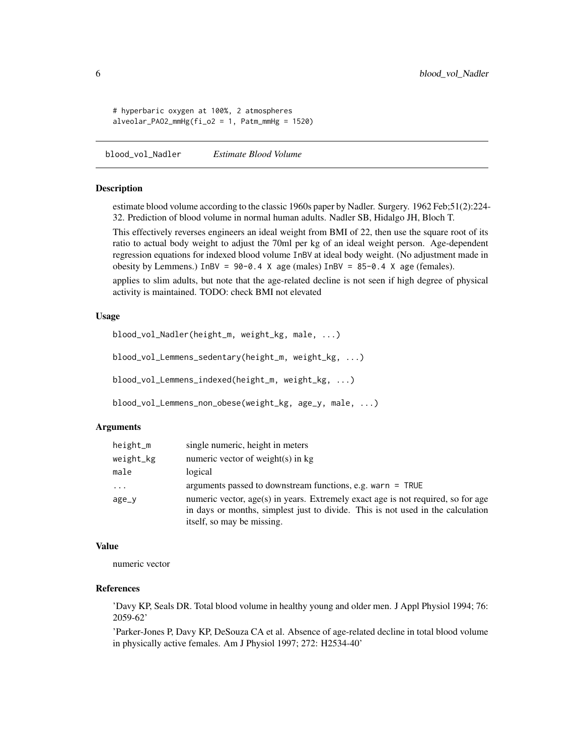```
# hyperbaric oxygen at 100%, 2 atmospheres
alveolar_PAO2_mmHg(fi_o2 = 1, Patm_mmHg = 1520)
```

## blood_vol_Nadler *Estimate Blood Volume*

### Description

estimate blood volume according to the classic 1960s paper by Nadler. Surgery. 1962 Feb;51(2):224-32. Prediction of blood volume in normal human adults. Nadler SB, Hidalgo JH, Bloch T.

This effectively reverses engineers an ideal weight from BMI of 22, then use the square root of its ratio to actual body weight to adjust the 70ml per kg of an ideal weight person. Age-dependent regression equations for indexed blood volume `InBV` at ideal body weight. (No adjustment made in obesity by Lemmens.) `InBV = 90-0.4 X age` (males) `InBV = 85-0.4 X age` (females).

applies to slim adults, but note that the age-related decline is not seen if high degree of physical activity is maintained. TODO: check BMI not elevated

### Usage

```
blood_vol_Nadler(height_m, weight_kg, male, ...)

blood_vol_Lemmens_sedentary(height_m, weight_kg, ...)

blood_vol_Lemmens_indexed(height_m, weight_kg, ...)

blood_vol_Lemmens_non_obese(weight_kg, age_y, male, ...)
```

### Arguments

| | |
|---|---|
| height_m | single numeric, height in meters |
| weight_kg | numeric vector of weight(s) in kg |
| male | logical |
| ... | arguments passed to downstream functions, e.g. `warn = TRUE` |
| age_y | numeric vector, age(s) in years. Extremely exact age is not required, so for age in days or months, simplest just to divide. This is not used in the calculation itself, so may be missing. |

### Value

numeric vector

### References

'Davy KP, Seals DR. Total blood volume in healthy young and older men. J Appl Physiol 1994; 76: 2059-62'

'Parker-Jones P, Davy KP, DeSouza CA et al. Absence of age-related decline in total blood volume in physically active females. Am J Physiol 1997; 272: H2534-40'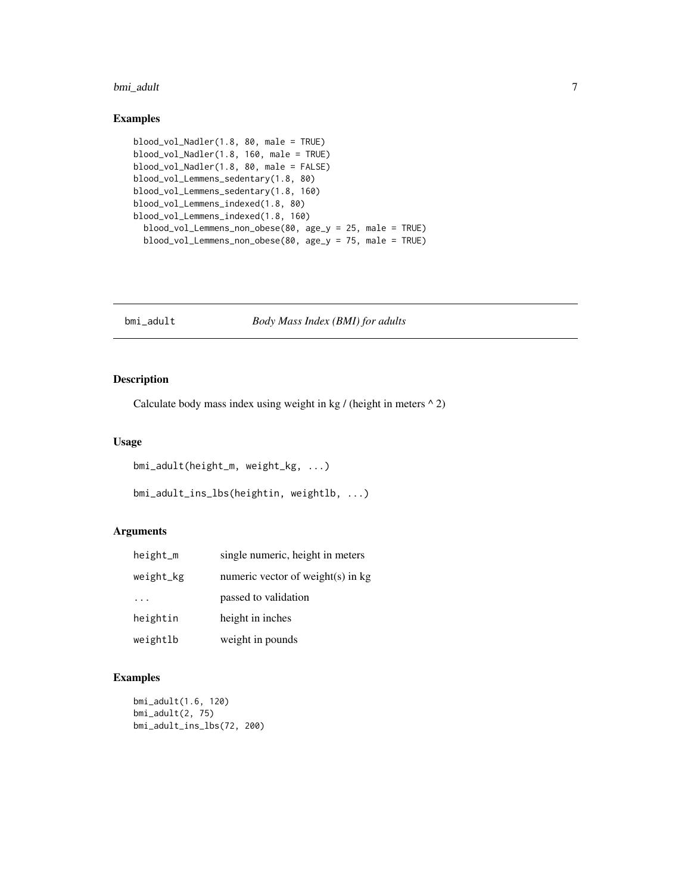### Examples

```
blood_vol_Nadler(1.8, 80, male = TRUE)
blood_vol_Nadler(1.8, 160, male = TRUE)
blood_vol_Nadler(1.8, 80, male = FALSE)
blood_vol_Lemmens_sedentary(1.8, 80)
blood_vol_Lemmens_sedentary(1.8, 160)
blood_vol_Lemmens_indexed(1.8, 80)
blood_vol_Lemmens_indexed(1.8, 160)
  blood_vol_Lemmens_non_obese(80, age_y = 25, male = TRUE)
  blood_vol_Lemmens_non_obese(80, age_y = 75, male = TRUE)
```

---

## bmi_adult — *Body Mass Index (BMI) for adults*

### Description

Calculate body mass index using weight in kg / (height in meters ^ 2)

### Usage

```
bmi_adult(height_m, weight_kg, ...)

bmi_adult_ins_lbs(heightin, weightlb, ...)
```

### Arguments

| | |
|---|---|
| height_m | single numeric, height in meters |
| weight_kg | numeric vector of weight(s) in kg |
| ... | passed to validation |
| heightin | height in inches |
| weightlb | weight in pounds |

### Examples

```
bmi_adult(1.6, 120)
bmi_adult(2, 75)
bmi_adult_ins_lbs(72, 200)
```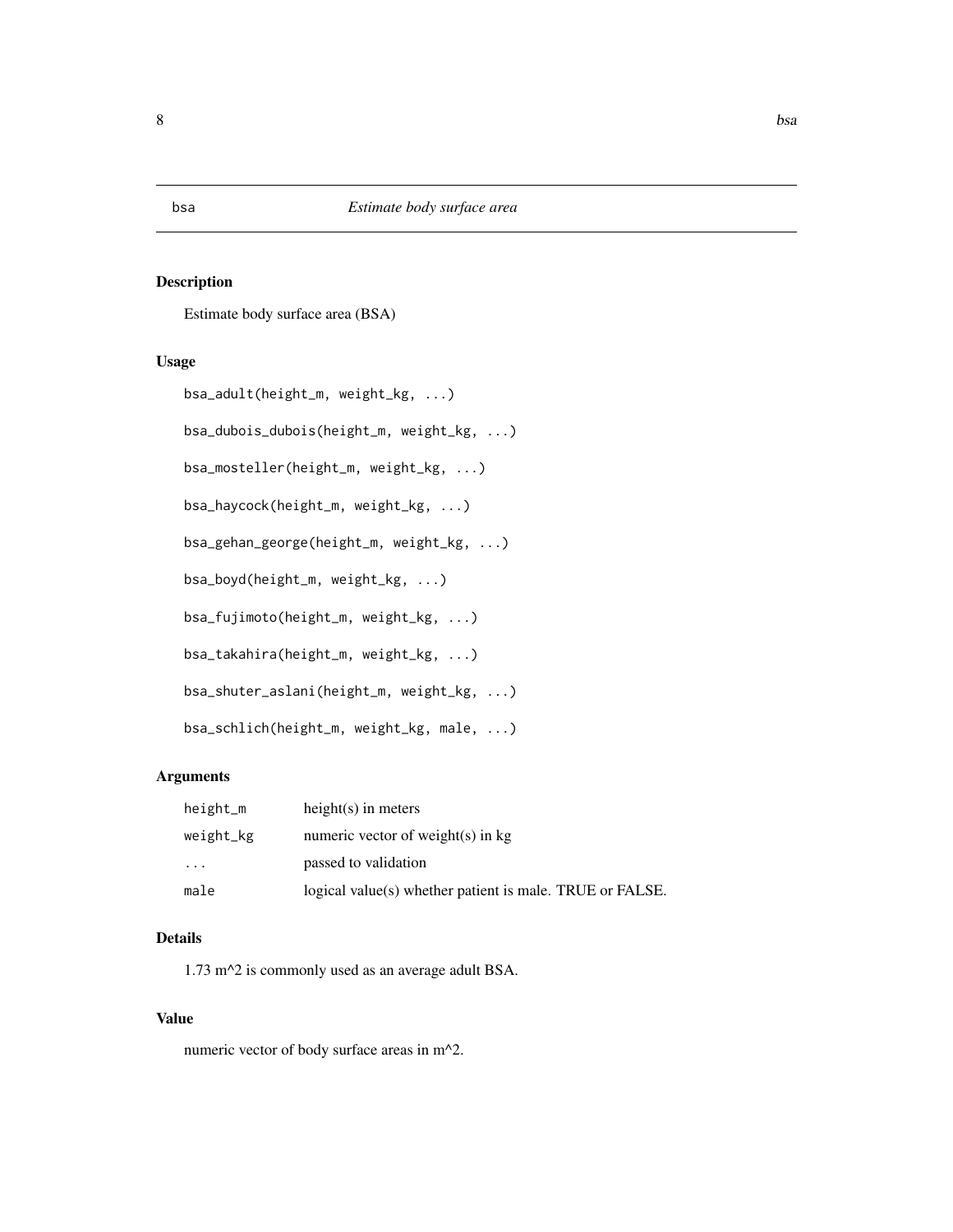# bsa — *Estimate body surface area*

## Description

Estimate body surface area (BSA)

## Usage

```
bsa_adult(height_m, weight_kg, ...)

bsa_dubois_dubois(height_m, weight_kg, ...)

bsa_mosteller(height_m, weight_kg, ...)

bsa_haycock(height_m, weight_kg, ...)

bsa_gehan_george(height_m, weight_kg, ...)

bsa_boyd(height_m, weight_kg, ...)

bsa_fujimoto(height_m, weight_kg, ...)

bsa_takahira(height_m, weight_kg, ...)

bsa_shuter_aslani(height_m, weight_kg, ...)

bsa_schlich(height_m, weight_kg, male, ...)
```

## Arguments

| | |
|---|---|
| `height_m` | height(s) in meters |
| `weight_kg` | numeric vector of weight(s) in kg |
| `...` | passed to validation |
| `male` | logical value(s) whether patient is male. TRUE or FALSE. |

## Details

1.73 m^2 is commonly used as an average adult BSA.

## Value

numeric vector of body surface areas in m^2.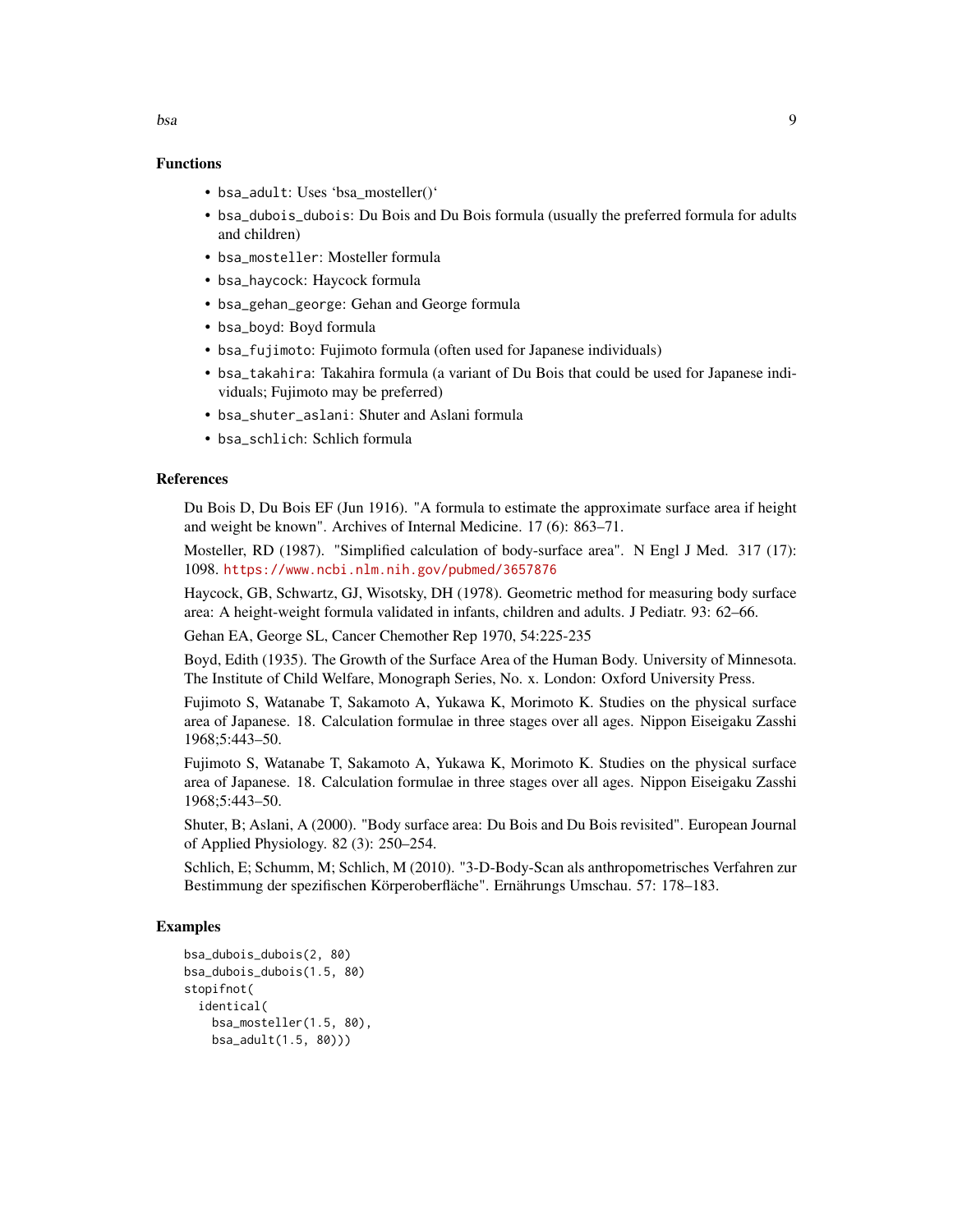## Functions

- `bsa_adult`: Uses 'bsa_mosteller()'
- `bsa_dubois_dubois`: Du Bois and Du Bois formula (usually the preferred formula for adults and children)
- `bsa_mosteller`: Mosteller formula
- `bsa_haycock`: Haycock formula
- `bsa_gehan_george`: Gehan and George formula
- `bsa_boyd`: Boyd formula
- `bsa_fujimoto`: Fujimoto formula (often used for Japanese individuals)
- `bsa_takahira`: Takahira formula (a variant of Du Bois that could be used for Japanese individuals; Fujimoto may be preferred)
- `bsa_shuter_aslani`: Shuter and Aslani formula
- `bsa_schlich`: Schlich formula

## References

Du Bois D, Du Bois EF (Jun 1916). "A formula to estimate the approximate surface area if height and weight be known". Archives of Internal Medicine. 17 (6): 863–71.

Mosteller, RD (1987). "Simplified calculation of body-surface area". N Engl J Med. 317 (17): 1098. https://www.ncbi.nlm.nih.gov/pubmed/3657876

Haycock, GB, Schwartz, GJ, Wisotsky, DH (1978). Geometric method for measuring body surface area: A height-weight formula validated in infants, children and adults. J Pediatr. 93: 62–66.

Gehan EA, George SL, Cancer Chemother Rep 1970, 54:225-235

Boyd, Edith (1935). The Growth of the Surface Area of the Human Body. University of Minnesota. The Institute of Child Welfare, Monograph Series, No. x. London: Oxford University Press.

Fujimoto S, Watanabe T, Sakamoto A, Yukawa K, Morimoto K. Studies on the physical surface area of Japanese. 18. Calculation formulae in three stages over all ages. Nippon Eiseigaku Zasshi 1968;5:443–50.

Fujimoto S, Watanabe T, Sakamoto A, Yukawa K, Morimoto K. Studies on the physical surface area of Japanese. 18. Calculation formulae in three stages over all ages. Nippon Eiseigaku Zasshi 1968;5:443–50.

Shuter, B; Aslani, A (2000). "Body surface area: Du Bois and Du Bois revisited". European Journal of Applied Physiology. 82 (3): 250–254.

Schlich, E; Schumm, M; Schlich, M (2010). "3-D-Body-Scan als anthropometrisches Verfahren zur Bestimmung der spezifischen Körperoberfläche". Ernährungs Umschau. 57: 178–183.

## Examples

```
bsa_dubois_dubois(2, 80)
bsa_dubois_dubois(1.5, 80)
stopifnot(
  identical(
    bsa_mosteller(1.5, 80),
    bsa_adult(1.5, 80)))
```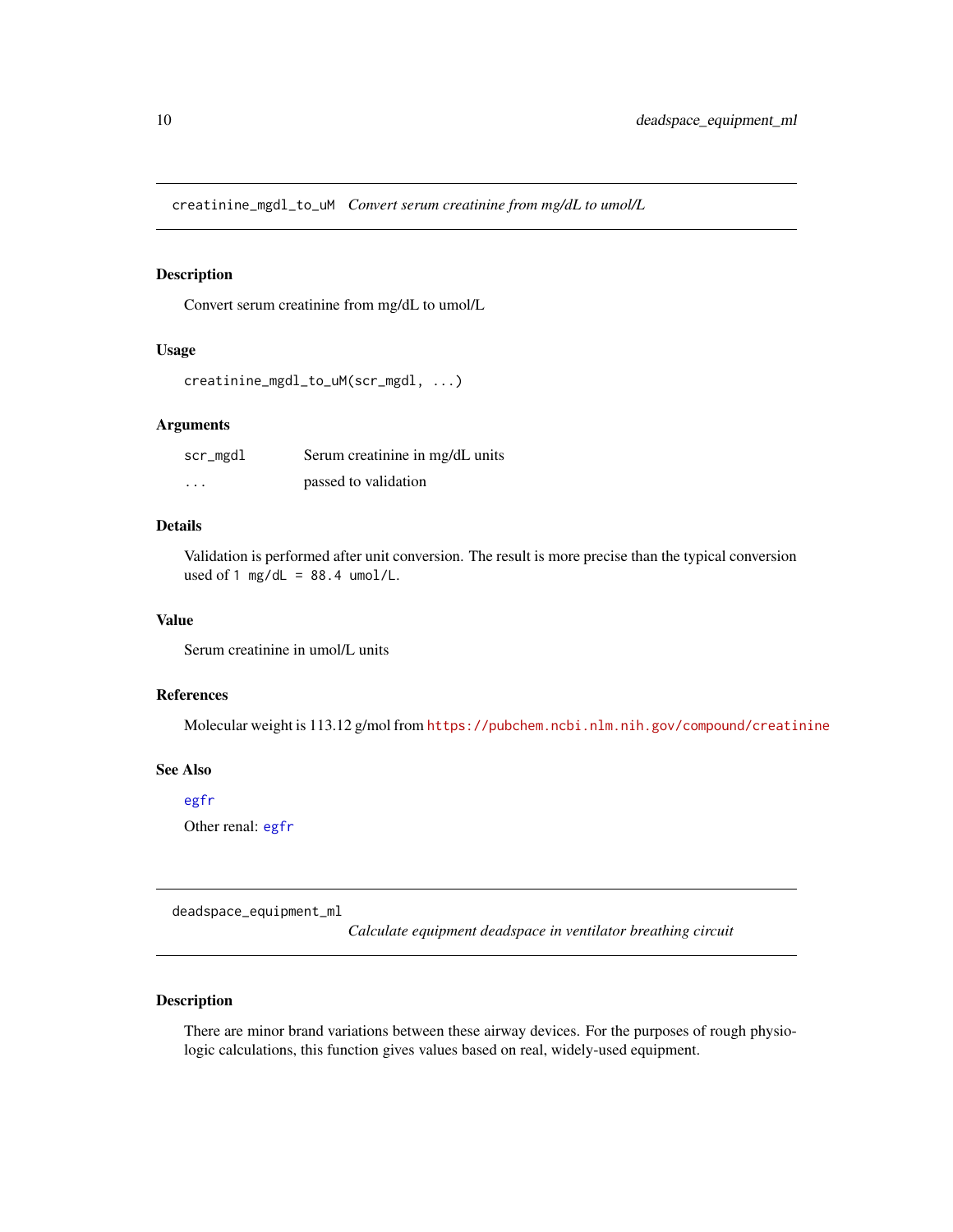## creatinine_mgdl_to_uM *Convert serum creatinine from mg/dL to umol/L*

### Description

Convert serum creatinine from mg/dL to umol/L

### Usage

```
creatinine_mgdl_to_uM(scr_mgdl, ...)
```

### Arguments

| | |
|---|---|
| scr_mgdl | Serum creatinine in mg/dL units |
| ... | passed to validation |

### Details

Validation is performed after unit conversion. The result is more precise than the typical conversion used of `1 mg/dL = 88.4 umol/L`.

### Value

Serum creatinine in umol/L units

### References

Molecular weight is 113.12 g/mol from https://pubchem.ncbi.nlm.nih.gov/compound/creatinine

### See Also

egfr

Other renal: egfr

## deadspace_equipment_ml *Calculate equipment deadspace in ventilator breathing circuit*

### Description

There are minor brand variations between these airway devices. For the purposes of rough physiologic calculations, this function gives values based on real, widely-used equipment.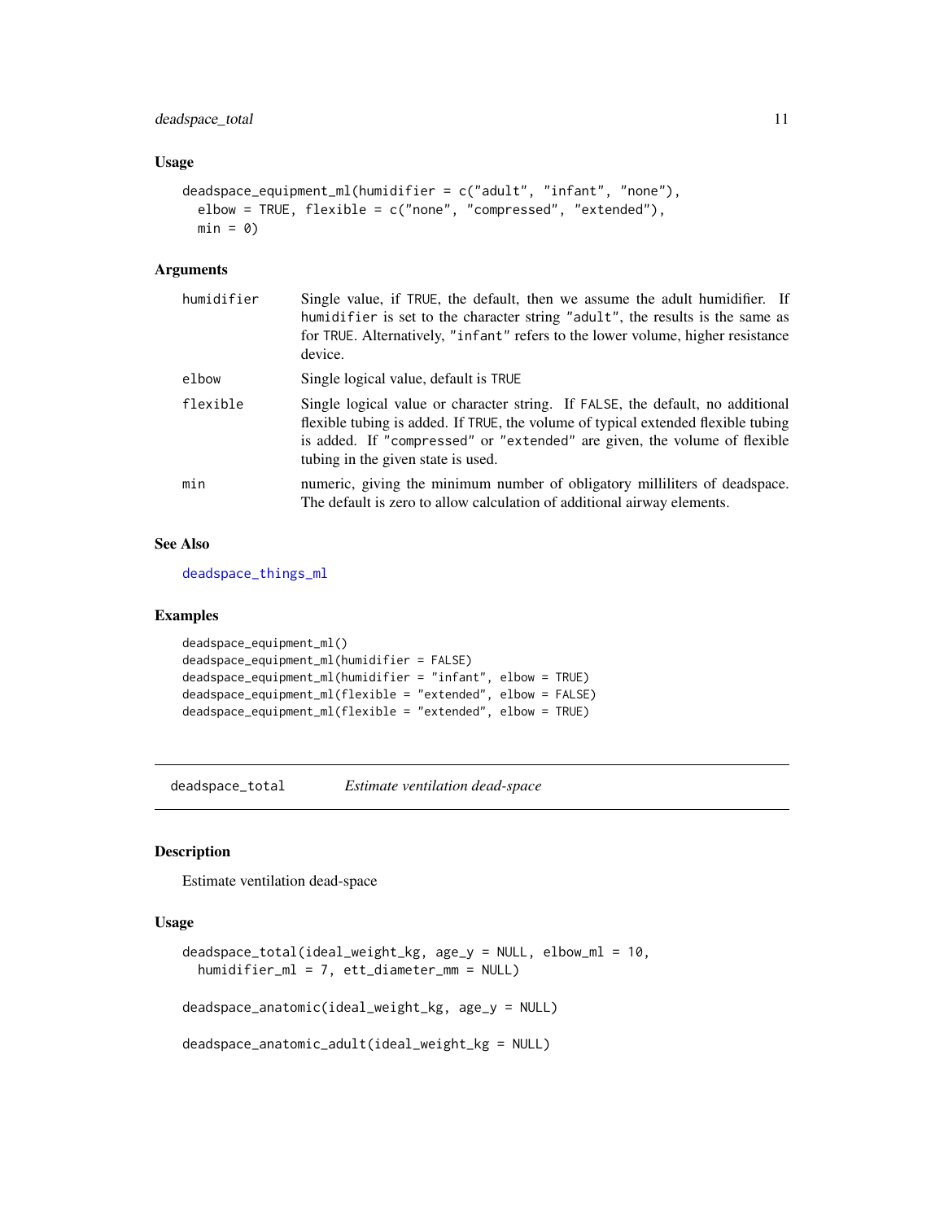### Usage

```
deadspace_equipment_ml(humidifier = c("adult", "infant", "none"),
  elbow = TRUE, flexible = c("none", "compressed", "extended"),
  min = 0)
```

### Arguments

| | |
|---|---|
| humidifier | Single value, if TRUE, the default, then we assume the adult humidifier. If humidifier is set to the character string "adult", the results is the same as for TRUE. Alternatively, "infant" refers to the lower volume, higher resistance device. |
| elbow | Single logical value, default is TRUE |
| flexible | Single logical value or character string. If FALSE, the default, no additional flexible tubing is added. If TRUE, the volume of typical extended flexible tubing is added. If "compressed" or "extended" are given, the volume of flexible tubing in the given state is used. |
| min | numeric, giving the minimum number of obligatory milliliters of deadspace. The default is zero to allow calculation of additional airway elements. |

### See Also

deadspace_things_ml

### Examples

```
deadspace_equipment_ml()
deadspace_equipment_ml(humidifier = FALSE)
deadspace_equipment_ml(humidifier = "infant", elbow = TRUE)
deadspace_equipment_ml(flexible = "extended", elbow = FALSE)
deadspace_equipment_ml(flexible = "extended", elbow = TRUE)
```

---

## deadspace_total — *Estimate ventilation dead-space*

### Description

Estimate ventilation dead-space

### Usage

```
deadspace_total(ideal_weight_kg, age_y = NULL, elbow_ml = 10,
  humidifier_ml = 7, ett_diameter_mm = NULL)

deadspace_anatomic(ideal_weight_kg, age_y = NULL)

deadspace_anatomic_adult(ideal_weight_kg = NULL)
```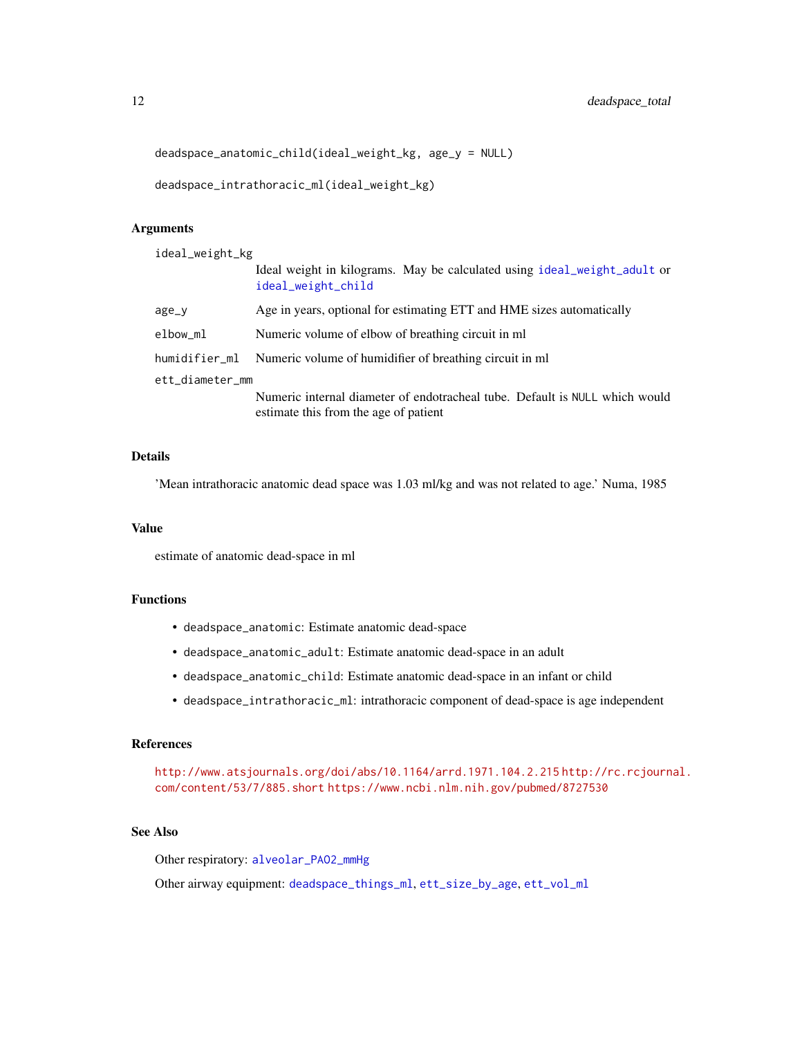```
deadspace_anatomic_child(ideal_weight_kg, age_y = NULL)

deadspace_intrathoracic_ml(ideal_weight_kg)
```

## Arguments

- `ideal_weight_kg`: Ideal weight in kilograms. May be calculated using `ideal_weight_adult` or `ideal_weight_child`
- `age_y`: Age in years, optional for estimating ETT and HME sizes automatically
- `elbow_ml`: Numeric volume of elbow of breathing circuit in ml
- `humidifier_ml`: Numeric volume of humidifier of breathing circuit in ml
- `ett_diameter_mm`: Numeric internal diameter of endotracheal tube. Default is `NULL` which would estimate this from the age of patient

## Details

'Mean intrathoracic anatomic dead space was 1.03 ml/kg and was not related to age.' Numa, 1985

## Value

estimate of anatomic dead-space in ml

## Functions

- `deadspace_anatomic`: Estimate anatomic dead-space
- `deadspace_anatomic_adult`: Estimate anatomic dead-space in an adult
- `deadspace_anatomic_child`: Estimate anatomic dead-space in an infant or child
- `deadspace_intrathoracic_ml`: intrathoracic component of dead-space is age independent

## References

http://www.atsjournals.org/doi/abs/10.1164/arrd.1971.104.2.215 http://rc.rcjournal.com/content/53/7/885.short https://www.ncbi.nlm.nih.gov/pubmed/8727530

## See Also

Other respiratory: `alveolar_PAO2_mmHg`

Other airway equipment: `deadspace_things_ml`, `ett_size_by_age`, `ett_vol_ml`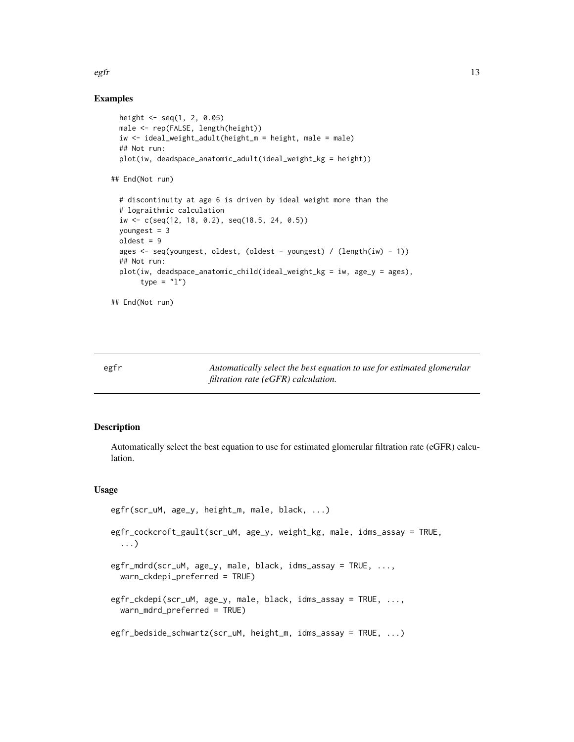### Examples

```
  height <- seq(1, 2, 0.05)
  male <- rep(FALSE, length(height))
  iw <- ideal_weight_adult(height_m = height, male = male)
  ## Not run:
  plot(iw, deadspace_anatomic_adult(ideal_weight_kg = height))

## End(Not run)

  # discontinuity at age 6 is driven by ideal weight more than the
  # lograithmic calculation
  iw <- c(seq(12, 18, 0.2), seq(18.5, 24, 0.5))
  youngest = 3
  oldest = 9
  ages <- seq(youngest, oldest, (oldest - youngest) / (length(iw) - 1))
  ## Not run:
  plot(iw, deadspace_anatomic_child(ideal_weight_kg = iw, age_y = ages),
       type = "l")

## End(Not run)
```

## egfr — *Automatically select the best equation to use for estimated glomerular filtration rate (eGFR) calculation.*

### Description

Automatically select the best equation to use for estimated glomerular filtration rate (eGFR) calculation.

### Usage

```
egfr(scr_uM, age_y, height_m, male, black, ...)

egfr_cockcroft_gault(scr_uM, age_y, weight_kg, male, idms_assay = TRUE,
  ...)

egfr_mdrd(scr_uM, age_y, male, black, idms_assay = TRUE, ...,
  warn_ckdepi_preferred = TRUE)

egfr_ckdepi(scr_uM, age_y, male, black, idms_assay = TRUE, ...,
  warn_mdrd_preferred = TRUE)

egfr_bedside_schwartz(scr_uM, height_m, idms_assay = TRUE, ...)
```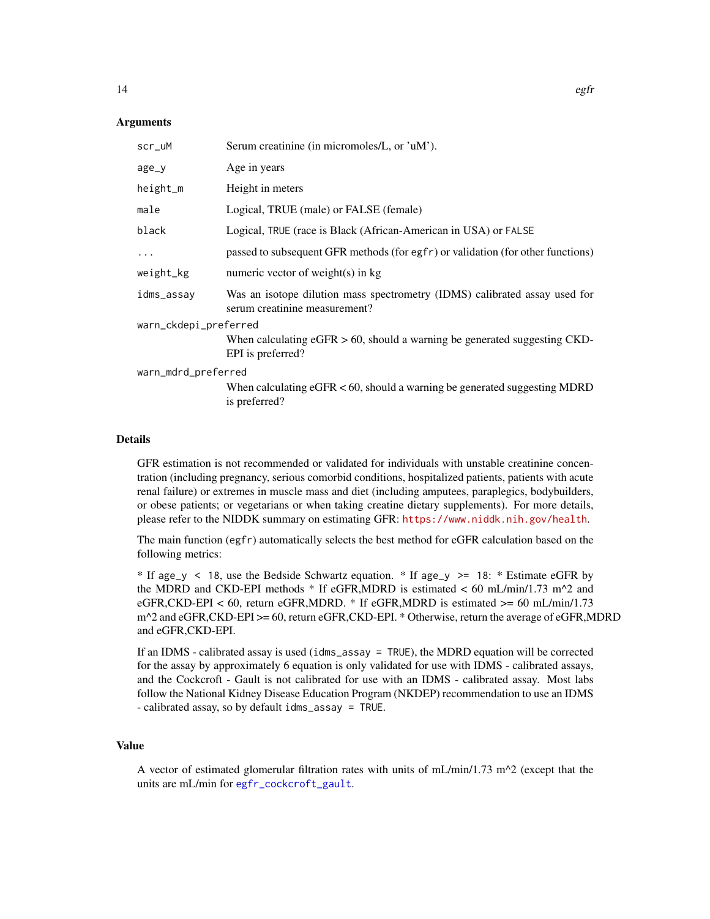### Arguments

| | |
|---|---|
| `scr_uM` | Serum creatinine (in micromoles/L, or 'uM'). |
| `age_y` | Age in years |
| `height_m` | Height in meters |
| `male` | Logical, TRUE (male) or FALSE (female) |
| `black` | Logical, `TRUE` (race is Black (African-American in USA) or `FALSE` |
| `...` | passed to subsequent GFR methods (for `egfr`) or validation (for other functions) |
| `weight_kg` | numeric vector of weight(s) in kg |
| `idms_assay` | Was an isotope dilution mass spectrometry (IDMS) calibrated assay used for serum creatinine measurement? |
| `warn_ckdepi_preferred` | When calculating eGFR > 60, should a warning be generated suggesting CKD-EPI is preferred? |
| `warn_mdrd_preferred` | When calculating eGFR < 60, should a warning be generated suggesting MDRD is preferred? |

### Details

GFR estimation is not recommended or validated for individuals with unstable creatinine concentration (including pregnancy, serious comorbid conditions, hospitalized patients, patients with acute renal failure) or extremes in muscle mass and diet (including amputees, paraplegics, bodybuilders, or obese patients; or vegetarians or when taking creatine dietary supplements). For more details, please refer to the NIDDK summary on estimating GFR: https://www.niddk.nih.gov/health.

The main function (`egfr`) automatically selects the best method for eGFR calculation based on the following metrics:

* If `age_y < 18`, use the Bedside Schwartz equation. * If `age_y >= 18`: * Estimate eGFR by the MDRD and CKD-EPI methods * If eGFR,MDRD is estimated < 60 mL/min/1.73 m^2 and eGFR,CKD-EPI < 60, return eGFR,MDRD. * If eGFR,MDRD is estimated >= 60 mL/min/1.73 m^2 and eGFR,CKD-EPI >= 60, return eGFR,CKD-EPI. * Otherwise, return the average of eGFR,MDRD and eGFR,CKD-EPI.

If an IDMS - calibrated assay is used (`idms_assay = TRUE`), the MDRD equation will be corrected for the assay by approximately 6 equation is only validated for use with IDMS - calibrated assays, and the Cockcroft - Gault is not calibrated for use with an IDMS - calibrated assay. Most labs follow the National Kidney Disease Education Program (NKDEP) recommendation to use an IDMS - calibrated assay, so by default `idms_assay = TRUE`.

### Value

A vector of estimated glomerular filtration rates with units of mL/min/1.73 m^2 (except that the units are mL/min for `egfr_cockcroft_gault`.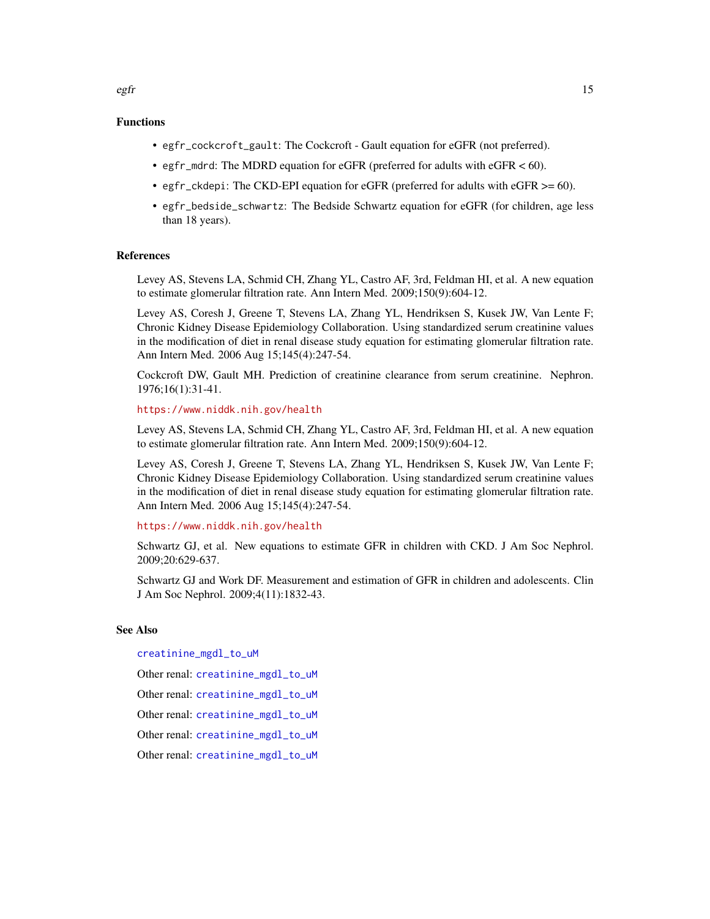## Functions

- `egfr_cockcroft_gault`: The Cockcroft - Gault equation for eGFR (not preferred).
- `egfr_mdrd`: The MDRD equation for eGFR (preferred for adults with eGFR < 60).
- `egfr_ckdepi`: The CKD-EPI equation for eGFR (preferred for adults with eGFR >= 60).
- `egfr_bedside_schwartz`: The Bedside Schwartz equation for eGFR (for children, age less than 18 years).

## References

Levey AS, Stevens LA, Schmid CH, Zhang YL, Castro AF, 3rd, Feldman HI, et al. A new equation to estimate glomerular filtration rate. Ann Intern Med. 2009;150(9):604-12.

Levey AS, Coresh J, Greene T, Stevens LA, Zhang YL, Hendriksen S, Kusek JW, Van Lente F; Chronic Kidney Disease Epidemiology Collaboration. Using standardized serum creatinine values in the modification of diet in renal disease study equation for estimating glomerular filtration rate. Ann Intern Med. 2006 Aug 15;145(4):247-54.

Cockcroft DW, Gault MH. Prediction of creatinine clearance from serum creatinine. Nephron. 1976;16(1):31-41.

https://www.niddk.nih.gov/health

Levey AS, Stevens LA, Schmid CH, Zhang YL, Castro AF, 3rd, Feldman HI, et al. A new equation to estimate glomerular filtration rate. Ann Intern Med. 2009;150(9):604-12.

Levey AS, Coresh J, Greene T, Stevens LA, Zhang YL, Hendriksen S, Kusek JW, Van Lente F; Chronic Kidney Disease Epidemiology Collaboration. Using standardized serum creatinine values in the modification of diet in renal disease study equation for estimating glomerular filtration rate. Ann Intern Med. 2006 Aug 15;145(4):247-54.

https://www.niddk.nih.gov/health

Schwartz GJ, et al. New equations to estimate GFR in children with CKD. J Am Soc Nephrol. 2009;20:629-637.

Schwartz GJ and Work DF. Measurement and estimation of GFR in children and adolescents. Clin J Am Soc Nephrol. 2009;4(11):1832-43.

## See Also

`creatinine_mgdl_to_uM`

Other renal: `creatinine_mgdl_to_uM`

Other renal: `creatinine_mgdl_to_uM`

Other renal: `creatinine_mgdl_to_uM`

Other renal: `creatinine_mgdl_to_uM`

Other renal: `creatinine_mgdl_to_uM`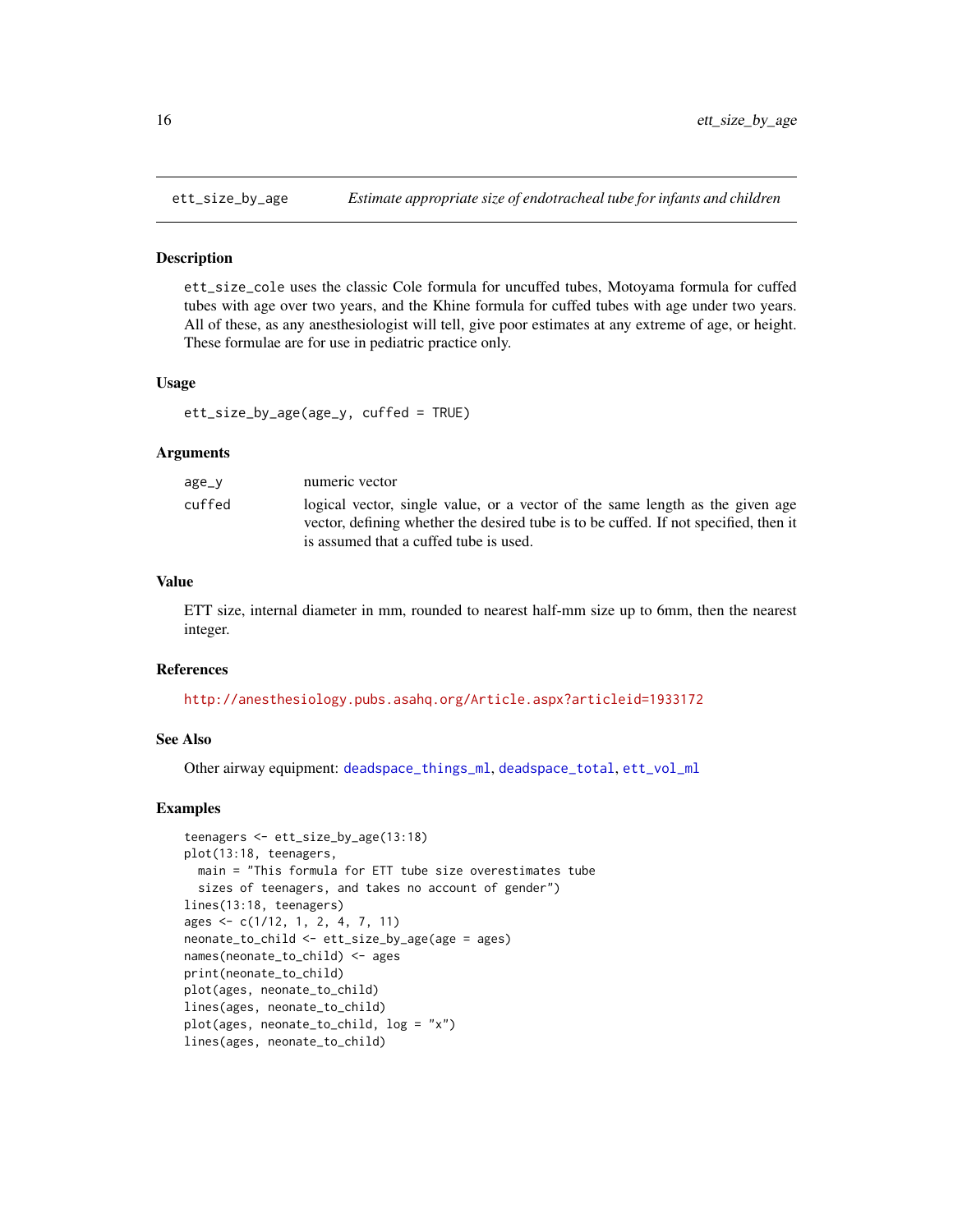# ett_size_by_age — *Estimate appropriate size of endotracheal tube for infants and children*

## Description

`ett_size_cole` uses the classic Cole formula for uncuffed tubes, Motoyama formula for cuffed tubes with age over two years, and the Khine formula for cuffed tubes with age under two years. All of these, as any anesthesiologist will tell, give poor estimates at any extreme of age, or height. These formulae are for use in pediatric practice only.

## Usage

```
ett_size_by_age(age_y, cuffed = TRUE)
```

## Arguments

| | |
|---|---|
| `age_y` | numeric vector |
| `cuffed` | logical vector, single value, or a vector of the same length as the given age vector, defining whether the desired tube is to be cuffed. If not specified, then it is assumed that a cuffed tube is used. |

## Value

ETT size, internal diameter in mm, rounded to nearest half-mm size up to 6mm, then the nearest integer.

## References

http://anesthesiology.pubs.asahq.org/Article.aspx?articleid=1933172

## See Also

Other airway equipment: `deadspace_things_ml`, `deadspace_total`, `ett_vol_ml`

## Examples

```
teenagers <- ett_size_by_age(13:18)
plot(13:18, teenagers,
  main = "This formula for ETT tube size overestimates tube
  sizes of teenagers, and takes no account of gender")
lines(13:18, teenagers)
ages <- c(1/12, 1, 2, 4, 7, 11)
neonate_to_child <- ett_size_by_age(age = ages)
names(neonate_to_child) <- ages
print(neonate_to_child)
plot(ages, neonate_to_child)
lines(ages, neonate_to_child)
plot(ages, neonate_to_child, log = "x")
lines(ages, neonate_to_child)
```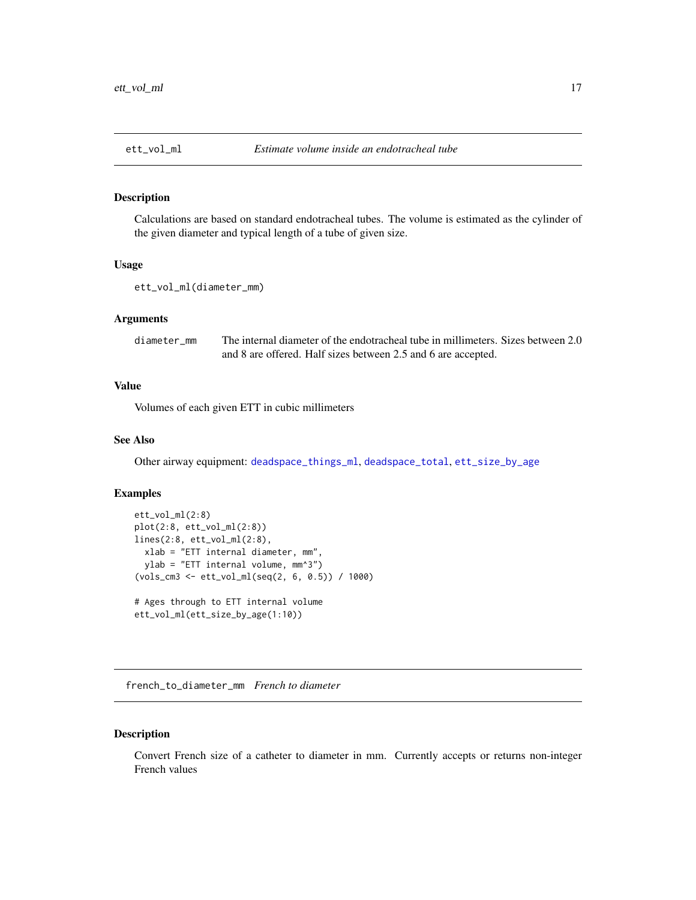## ett_vol_ml — *Estimate volume inside an endotracheal tube*

### Description

Calculations are based on standard endotracheal tubes. The volume is estimated as the cylinder of the given diameter and typical length of a tube of given size.

### Usage

```
ett_vol_ml(diameter_mm)
```

### Arguments

| | |
|---|---|
| diameter_mm | The internal diameter of the endotracheal tube in millimeters. Sizes between 2.0 and 8 are offered. Half sizes between 2.5 and 6 are accepted. |

### Value

Volumes of each given ETT in cubic millimeters

### See Also

Other airway equipment: deadspace_things_ml, deadspace_total, ett_size_by_age

### Examples

```
ett_vol_ml(2:8)
plot(2:8, ett_vol_ml(2:8))
lines(2:8, ett_vol_ml(2:8),
  xlab = "ETT internal diameter, mm",
  ylab = "ETT internal volume, mm^3")
(vols_cm3 <- ett_vol_ml(seq(2, 6, 0.5)) / 1000)

# Ages through to ETT internal volume
ett_vol_ml(ett_size_by_age(1:10))
```

## french_to_diameter_mm — *French to diameter*

### Description

Convert French size of a catheter to diameter in mm. Currently accepts or returns non-integer French values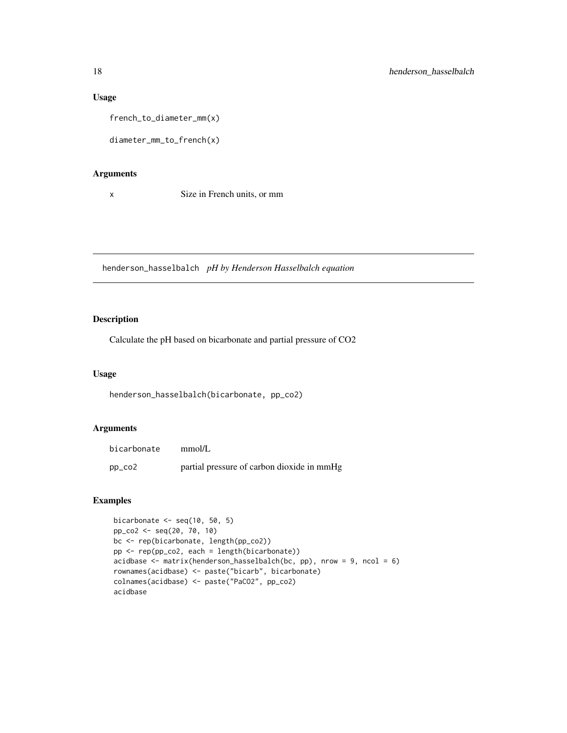## Usage

```
french_to_diameter_mm(x)

diameter_mm_to_french(x)
```

## Arguments

| | |
|---|---|
| x | Size in French units, or mm |

---

# henderson_hasselbalch *pH by Henderson Hasselbalch equation*

## Description

Calculate the pH based on bicarbonate and partial pressure of CO2

## Usage

```
henderson_hasselbalch(bicarbonate, pp_co2)
```

## Arguments

| | |
|---|---|
| bicarbonate | mmol/L |
| pp_co2 | partial pressure of carbon dioxide in mmHg |

## Examples

```
bicarbonate <- seq(10, 50, 5)
pp_co2 <- seq(20, 70, 10)
bc <- rep(bicarbonate, length(pp_co2))
pp <- rep(pp_co2, each = length(bicarbonate))
acidbase <- matrix(henderson_hasselbalch(bc, pp), nrow = 9, ncol = 6)
rownames(acidbase) <- paste("bicarb", bicarbonate)
colnames(acidbase) <- paste("PaCO2", pp_co2)
acidbase
```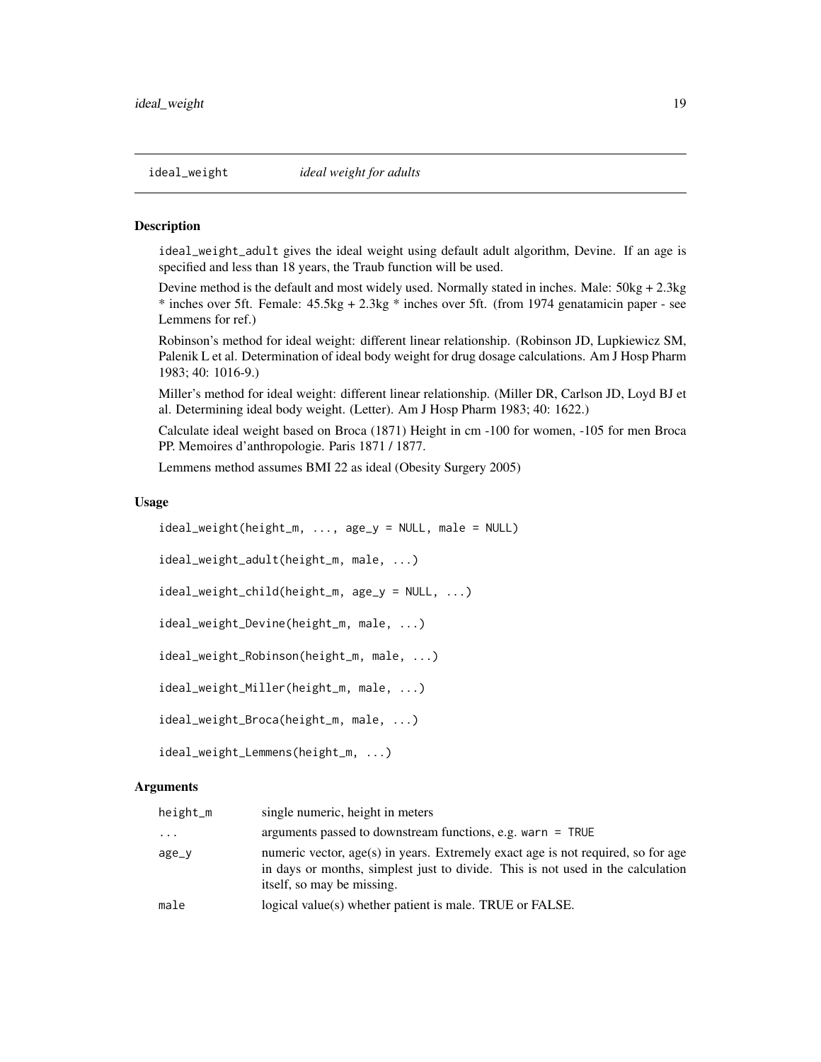## ideal_weight &nbsp;&nbsp;&nbsp; *ideal weight for adults*

### Description

ideal_weight_adult gives the ideal weight using default adult algorithm, Devine. If an age is specified and less than 18 years, the Traub function will be used.

Devine method is the default and most widely used. Normally stated in inches. Male: 50kg + 2.3kg * inches over 5ft. Female: 45.5kg + 2.3kg * inches over 5ft. (from 1974 genatamicin paper - see Lemmens for ref.)

Robinson's method for ideal weight: different linear relationship. (Robinson JD, Lupkiewicz SM, Palenik L et al. Determination of ideal body weight for drug dosage calculations. Am J Hosp Pharm 1983; 40: 1016-9.)

Miller's method for ideal weight: different linear relationship. (Miller DR, Carlson JD, Loyd BJ et al. Determining ideal body weight. (Letter). Am J Hosp Pharm 1983; 40: 1622.)

Calculate ideal weight based on Broca (1871) Height in cm -100 for women, -105 for men Broca PP. Memoires d'anthropologie. Paris 1871 / 1877.

Lemmens method assumes BMI 22 as ideal (Obesity Surgery 2005)

### Usage

```
ideal_weight(height_m, ..., age_y = NULL, male = NULL)

ideal_weight_adult(height_m, male, ...)

ideal_weight_child(height_m, age_y = NULL, ...)

ideal_weight_Devine(height_m, male, ...)

ideal_weight_Robinson(height_m, male, ...)

ideal_weight_Miller(height_m, male, ...)

ideal_weight_Broca(height_m, male, ...)

ideal_weight_Lemmens(height_m, ...)
```

### Arguments

| | |
|---|---|
| height_m | single numeric, height in meters |
| ... | arguments passed to downstream functions, e.g. warn = TRUE |
| age_y | numeric vector, age(s) in years. Extremely exact age is not required, so for age in days or months, simplest just to divide. This is not used in the calculation itself, so may be missing. |
| male | logical value(s) whether patient is male. TRUE or FALSE. |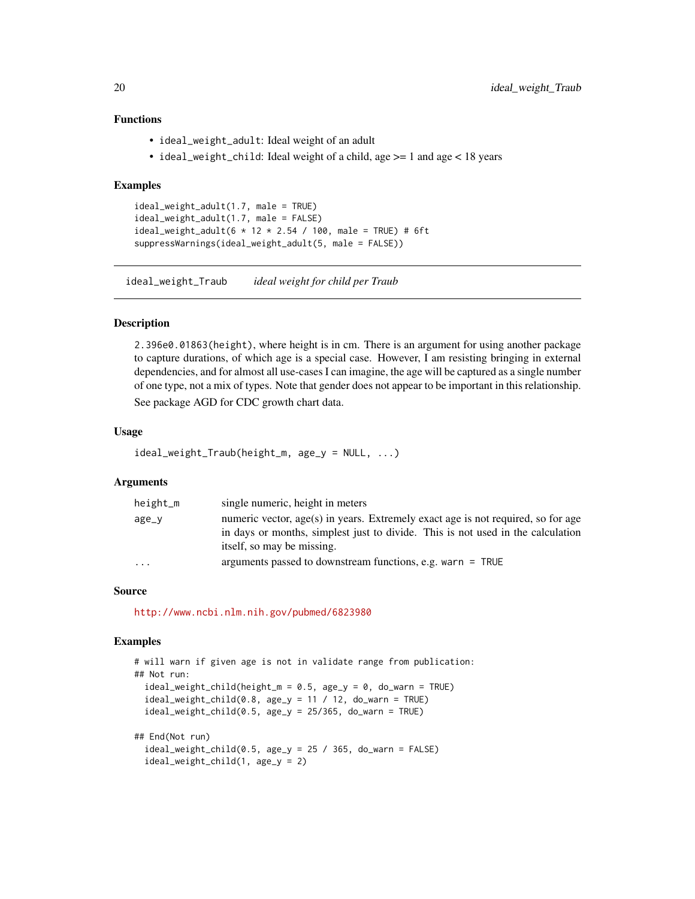### Functions

- `ideal_weight_adult`: Ideal weight of an adult
- `ideal_weight_child`: Ideal weight of a child, age >= 1 and age < 18 years

### Examples

```
ideal_weight_adult(1.7, male = TRUE)
ideal_weight_adult(1.7, male = FALSE)
ideal_weight_adult(6 * 12 * 2.54 / 100, male = TRUE) # 6ft
suppressWarnings(ideal_weight_adult(5, male = FALSE))
```

---

## ideal_weight_Traub    *ideal weight for child per Traub*

---

### Description

`2.396e0.01863(height)`, where height is in cm. There is an argument for using another package to capture durations, of which age is a special case. However, I am resisting bringing in external dependencies, and for almost all use-cases I can imagine, the age will be captured as a single number of one type, not a mix of types. Note that gender does not appear to be important in this relationship.

See package AGD for CDC growth chart data.

### Usage

```
ideal_weight_Traub(height_m, age_y = NULL, ...)
```

### Arguments

| | |
|---|---|
| `height_m` | single numeric, height in meters |
| `age_y` | numeric vector, age(s) in years. Extremely exact age is not required, so for age in days or months, simplest just to divide. This is not used in the calculation itself, so may be missing. |
| `...` | arguments passed to downstream functions, e.g. `warn = TRUE` |

### Source

http://www.ncbi.nlm.nih.gov/pubmed/6823980

### Examples

```
# will warn if given age is not in validate range from publication:
## Not run:
  ideal_weight_child(height_m = 0.5, age_y = 0, do_warn = TRUE)
  ideal_weight_child(0.8, age_y = 11 / 12, do_warn = TRUE)
  ideal_weight_child(0.5, age_y = 25/365, do_warn = TRUE)

## End(Not run)
  ideal_weight_child(0.5, age_y = 25 / 365, do_warn = FALSE)
  ideal_weight_child(1, age_y = 2)
```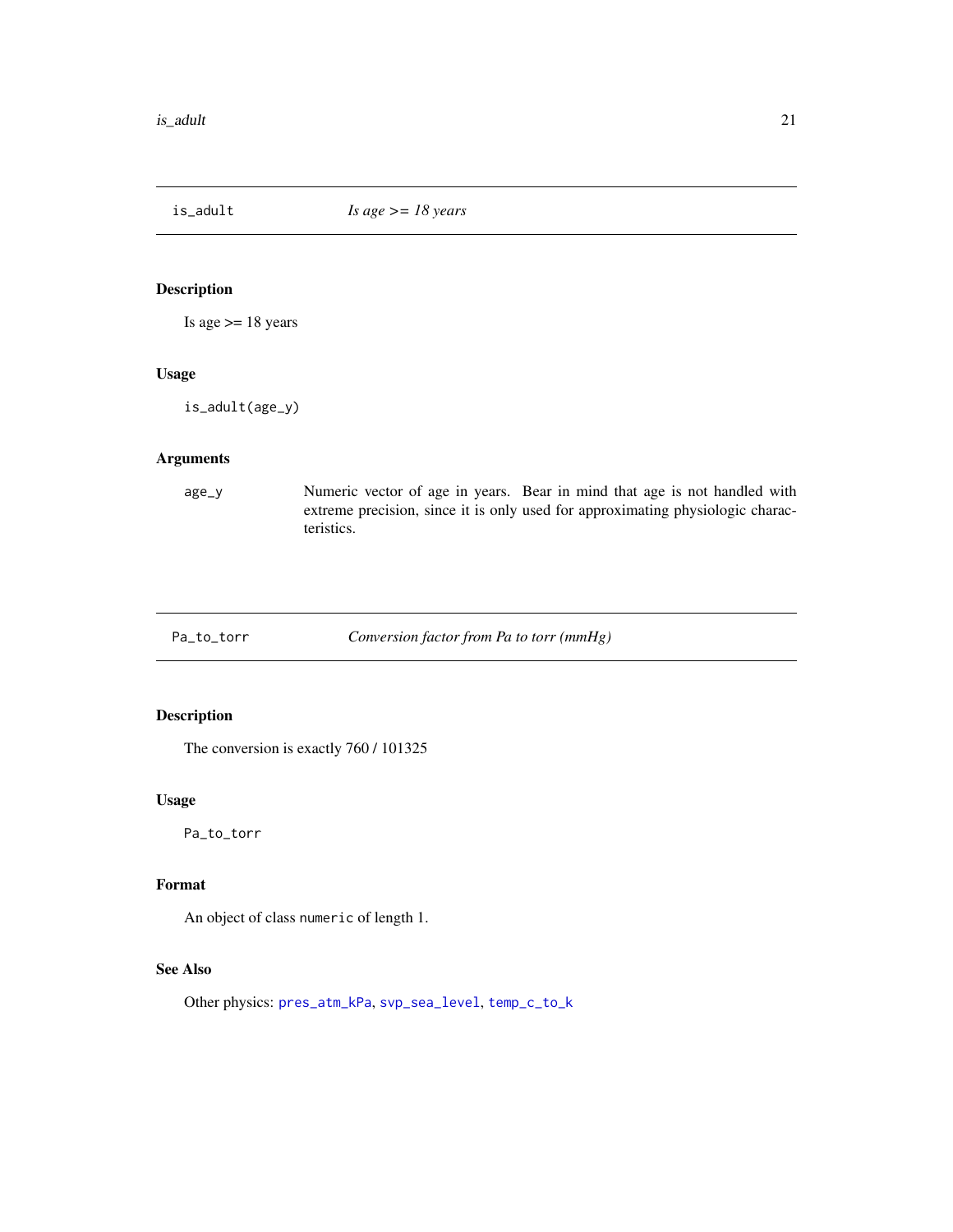## is_adult — *Is age >= 18 years*

### Description

Is age >= 18 years

### Usage

```
is_adult(age_y)
```

### Arguments

| | |
|---|---|
| `age_y` | Numeric vector of age in years. Bear in mind that age is not handled with extreme precision, since it is only used for approximating physiologic characteristics. |

## Pa_to_torr — *Conversion factor from Pa to torr (mmHg)*

### Description

The conversion is exactly 760 / 101325

### Usage

```
Pa_to_torr
```

### Format

An object of class `numeric` of length 1.

### See Also

Other physics: `pres_atm_kPa`, `svp_sea_level`, `temp_c_to_k`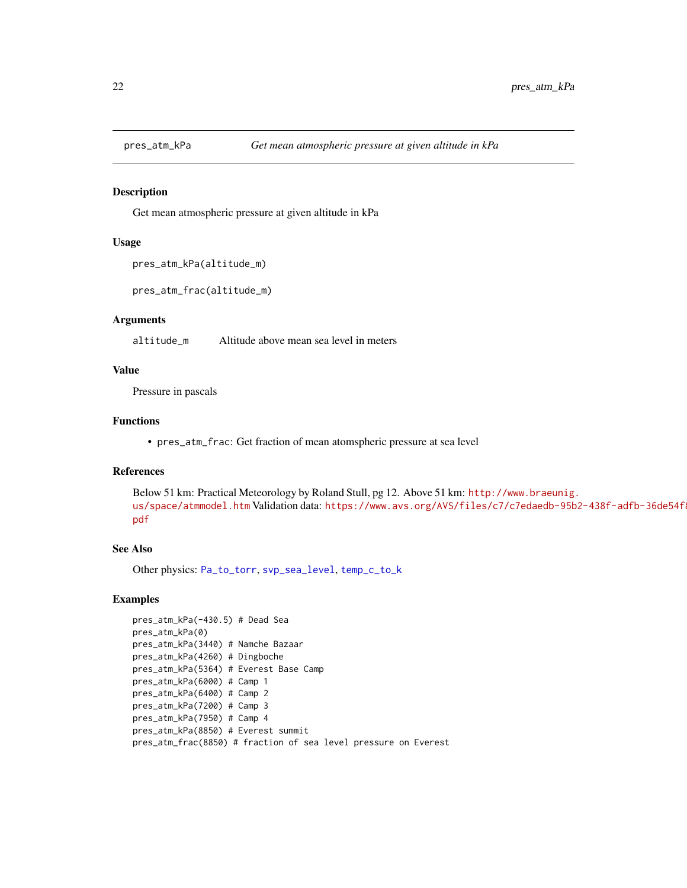## pres_atm_kPa — *Get mean atmospheric pressure at given altitude in kPa*

### Description

Get mean atmospheric pressure at given altitude in kPa

### Usage

```
pres_atm_kPa(altitude_m)

pres_atm_frac(altitude_m)
```

### Arguments

| | |
|---|---|
| altitude_m | Altitude above mean sea level in meters |

### Value

Pressure in pascals

### Functions

- `pres_atm_frac`: Get fraction of mean atomspheric pressure at sea level

### References

Below 51 km: Practical Meteorology by Roland Stull, pg 12. Above 51 km: http://www.braeunig.us/space/atmmodel.htm Validation data: https://www.avs.org/AVS/files/c7/c7edaedb-95b2-438f-adfb-36de54f8 pdf

### See Also

Other physics: `Pa_to_torr`, `svp_sea_level`, `temp_c_to_k`

### Examples

```
pres_atm_kPa(-430.5) # Dead Sea
pres_atm_kPa(0)
pres_atm_kPa(3440) # Namche Bazaar
pres_atm_kPa(4260) # Dingboche
pres_atm_kPa(5364) # Everest Base Camp
pres_atm_kPa(6000) # Camp 1
pres_atm_kPa(6400) # Camp 2
pres_atm_kPa(7200) # Camp 3
pres_atm_kPa(7950) # Camp 4
pres_atm_kPa(8850) # Everest summit
pres_atm_frac(8850) # fraction of sea level pressure on Everest
```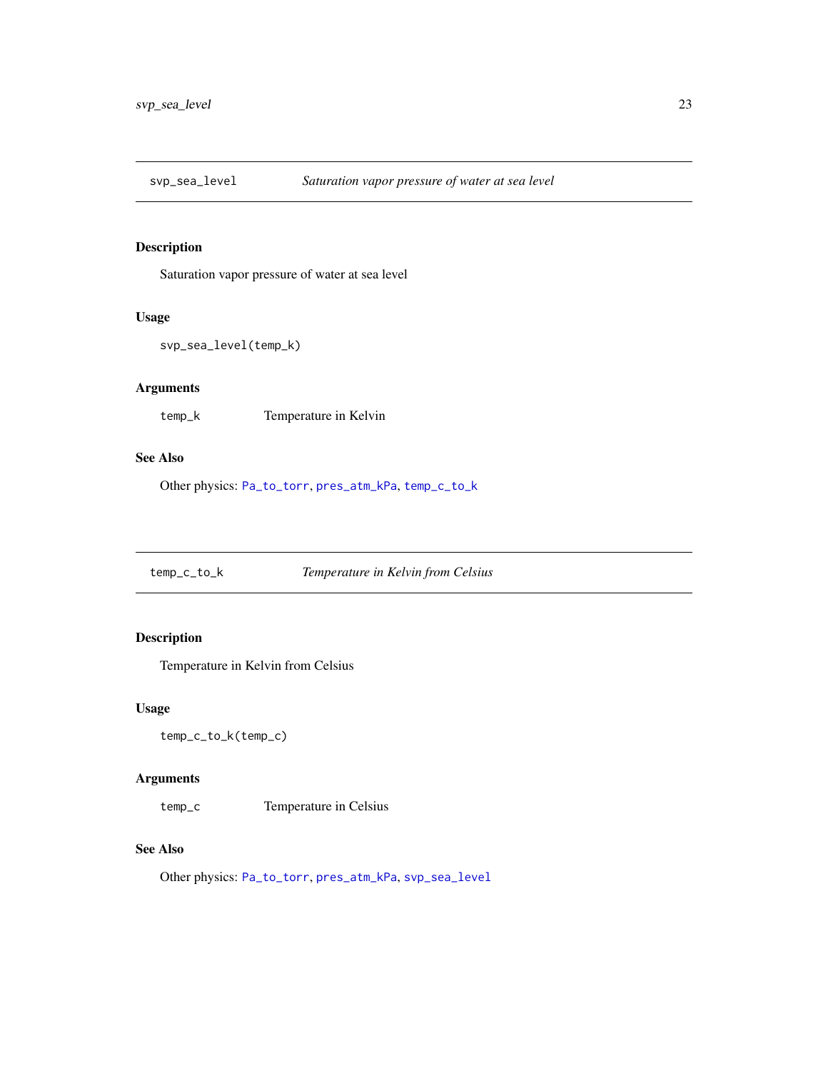## svp_sea_level — *Saturation vapor pressure of water at sea level*

### Description

Saturation vapor pressure of water at sea level

### Usage

```
svp_sea_level(temp_k)
```

### Arguments

| | |
|---|---|
| `temp_k` | Temperature in Kelvin |

### See Also

Other physics: `Pa_to_torr`, `pres_atm_kPa`, `temp_c_to_k`

## temp_c_to_k — *Temperature in Kelvin from Celsius*

### Description

Temperature in Kelvin from Celsius

### Usage

```
temp_c_to_k(temp_c)
```

### Arguments

| | |
|---|---|
| `temp_c` | Temperature in Celsius |

### See Also

Other physics: `Pa_to_torr`, `pres_atm_kPa`, `svp_sea_level`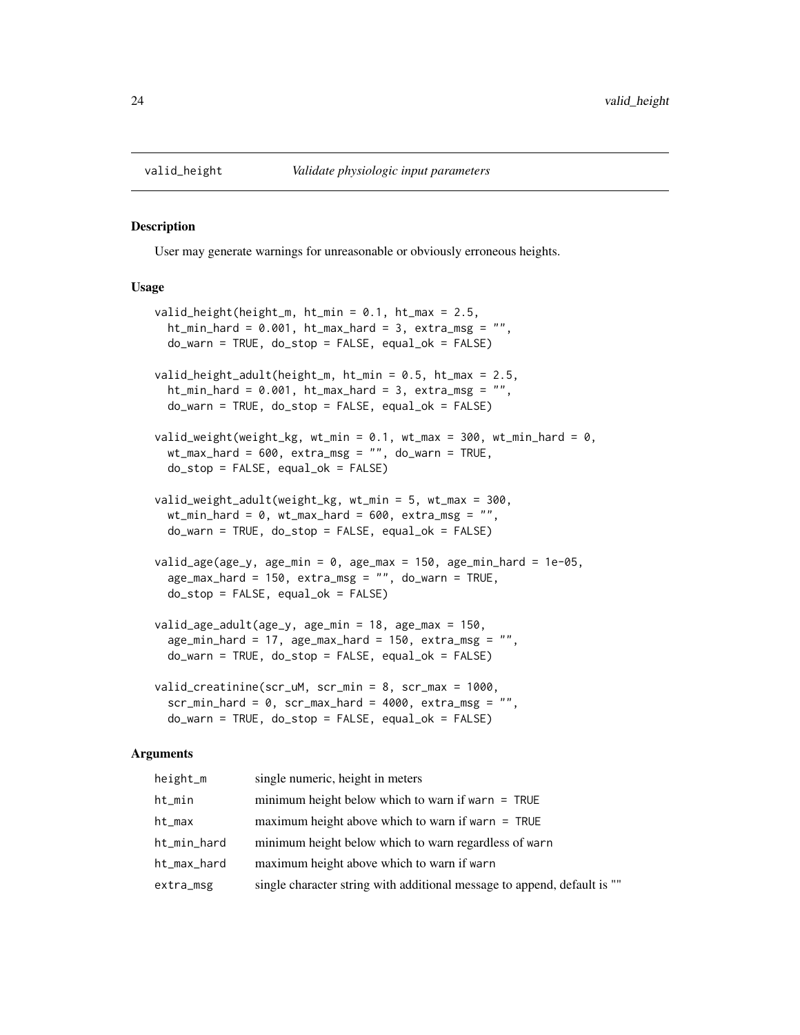valid_height *Validate physiologic input parameters*

## Description

User may generate warnings for unreasonable or obviously erroneous heights.

## Usage

```
valid_height(height_m, ht_min = 0.1, ht_max = 2.5,
  ht_min_hard = 0.001, ht_max_hard = 3, extra_msg = "",
  do_warn = TRUE, do_stop = FALSE, equal_ok = FALSE)

valid_height_adult(height_m, ht_min = 0.5, ht_max = 2.5,
  ht_min_hard = 0.001, ht_max_hard = 3, extra_msg = "",
  do_warn = TRUE, do_stop = FALSE, equal_ok = FALSE)

valid_weight(weight_kg, wt_min = 0.1, wt_max = 300, wt_min_hard = 0,
  wt_max_hard = 600, extra_msg = "", do_warn = TRUE,
  do_stop = FALSE, equal_ok = FALSE)

valid_weight_adult(weight_kg, wt_min = 5, wt_max = 300,
  wt_min_hard = 0, wt_max_hard = 600, extra_msg = "",
  do_warn = TRUE, do_stop = FALSE, equal_ok = FALSE)

valid_age(age_y, age_min = 0, age_max = 150, age_min_hard = 1e-05,
  age_max_hard = 150, extra_msg = "", do_warn = TRUE,
  do_stop = FALSE, equal_ok = FALSE)

valid_age_adult(age_y, age_min = 18, age_max = 150,
  age_min_hard = 17, age_max_hard = 150, extra_msg = "",
  do_warn = TRUE, do_stop = FALSE, equal_ok = FALSE)

valid_creatinine(scr_uM, scr_min = 8, scr_max = 1000,
  scr_min_hard = 0, scr_max_hard = 4000, extra_msg = "",
  do_warn = TRUE, do_stop = FALSE, equal_ok = FALSE)
```

## Arguments

| | |
|---|---|
| height_m | single numeric, height in meters |
| ht_min | minimum height below which to warn if `warn = TRUE` |
| ht_max | maximum height above which to warn if `warn = TRUE` |
| ht_min_hard | minimum height below which to warn regardless of `warn` |
| ht_max_hard | maximum height above which to warn if `warn` |
| extra_msg | single character string with additional message to append, default is "" |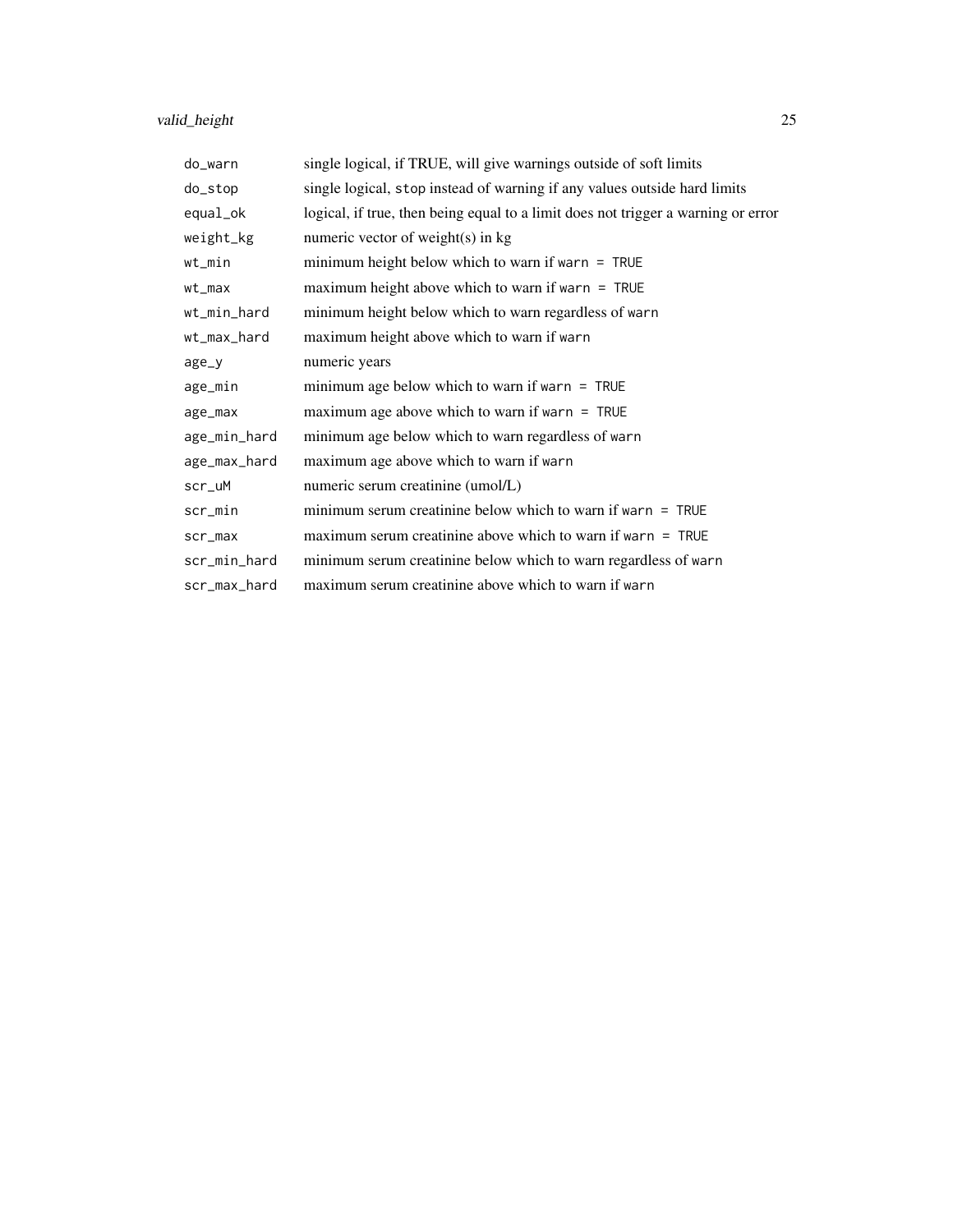| | |
|---|---|
| `do_warn` | single logical, if TRUE, will give warnings outside of soft limits |
| `do_stop` | single logical, `stop` instead of warning if any values outside hard limits |
| `equal_ok` | logical, if true, then being equal to a limit does not trigger a warning or error |
| `weight_kg` | numeric vector of weight(s) in kg |
| `wt_min` | minimum height below which to warn if `warn = TRUE` |
| `wt_max` | maximum height above which to warn if `warn = TRUE` |
| `wt_min_hard` | minimum height below which to warn regardless of `warn` |
| `wt_max_hard` | maximum height above which to warn if `warn` |
| `age_y` | numeric years |
| `age_min` | minimum age below which to warn if `warn = TRUE` |
| `age_max` | maximum age above which to warn if `warn = TRUE` |
| `age_min_hard` | minimum age below which to warn regardless of `warn` |
| `age_max_hard` | maximum age above which to warn if `warn` |
| `scr_uM` | numeric serum creatinine (umol/L) |
| `scr_min` | minimum serum creatinine below which to warn if `warn = TRUE` |
| `scr_max` | maximum serum creatinine above which to warn if `warn = TRUE` |
| `scr_min_hard` | minimum serum creatinine below which to warn regardless of `warn` |
| `scr_max_hard` | maximum serum creatinine above which to warn if `warn` |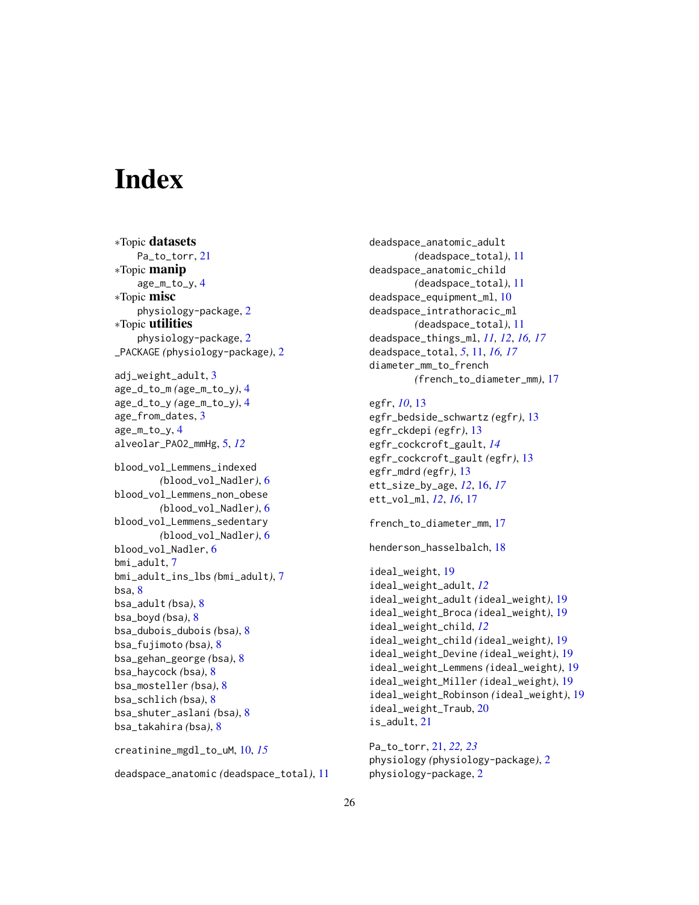# Index

*Topic **datasets**
  Pa_to_torr, 21
*Topic **manip**
  age_m_to_y, 4
*Topic **misc**
  physiology-package, 2
*Topic **utilities**
  physiology-package, 2
_PACKAGE *(physiology-package)*, 2

adj_weight_adult, 3
age_d_to_m *(age_m_to_y)*, 4
age_d_to_y *(age_m_to_y)*, 4
age_from_dates, 3
age_m_to_y, 4
alveolar_PAO2_mmHg, 5, *12*

blood_vol_Lemmens_indexed *(blood_vol_Nadler)*, 6
blood_vol_Lemmens_non_obese *(blood_vol_Nadler)*, 6
blood_vol_Lemmens_sedentary *(blood_vol_Nadler)*, 6
blood_vol_Nadler, 6
bmi_adult, 7
bmi_adult_ins_lbs *(bmi_adult)*, 7
bsa, 8
bsa_adult *(bsa)*, 8
bsa_boyd *(bsa)*, 8
bsa_dubois_dubois *(bsa)*, 8
bsa_fujimoto *(bsa)*, 8
bsa_gehan_george *(bsa)*, 8
bsa_haycock *(bsa)*, 8
bsa_mosteller *(bsa)*, 8
bsa_schlich *(bsa)*, 8
bsa_shuter_aslani *(bsa)*, 8
bsa_takahira *(bsa)*, 8

creatinine_mgdl_to_uM, 10, *15*

deadspace_anatomic *(deadspace_total)*, 11
deadspace_anatomic_adult *(deadspace_total)*, 11
deadspace_anatomic_child *(deadspace_total)*, 11
deadspace_equipment_ml, 10
deadspace_intrathoracic_ml *(deadspace_total)*, 11
deadspace_things_ml, *11, 12*, *16, 17*
deadspace_total, *5*, 11, *16, 17*
diameter_mm_to_french *(french_to_diameter_mm)*, 17

egfr, *10*, 13
egfr_bedside_schwartz *(egfr)*, 13
egfr_ckdepi *(egfr)*, 13
egfr_cockcroft_gault, *14*
egfr_cockcroft_gault *(egfr)*, 13
egfr_mdrd *(egfr)*, 13
ett_size_by_age, *12*, 16, *17*
ett_vol_ml, *12*, *16*, 17

french_to_diameter_mm, 17

henderson_hasselbalch, 18

ideal_weight, 19
ideal_weight_adult, *12*
ideal_weight_adult *(ideal_weight)*, 19
ideal_weight_Broca *(ideal_weight)*, 19
ideal_weight_child, *12*
ideal_weight_child *(ideal_weight)*, 19
ideal_weight_Devine *(ideal_weight)*, 19
ideal_weight_Lemmens *(ideal_weight)*, 19
ideal_weight_Miller *(ideal_weight)*, 19
ideal_weight_Robinson *(ideal_weight)*, 19
ideal_weight_Traub, 20
is_adult, 21

Pa_to_torr, 21, *22, 23*
physiology *(physiology-package)*, 2
physiology-package, 2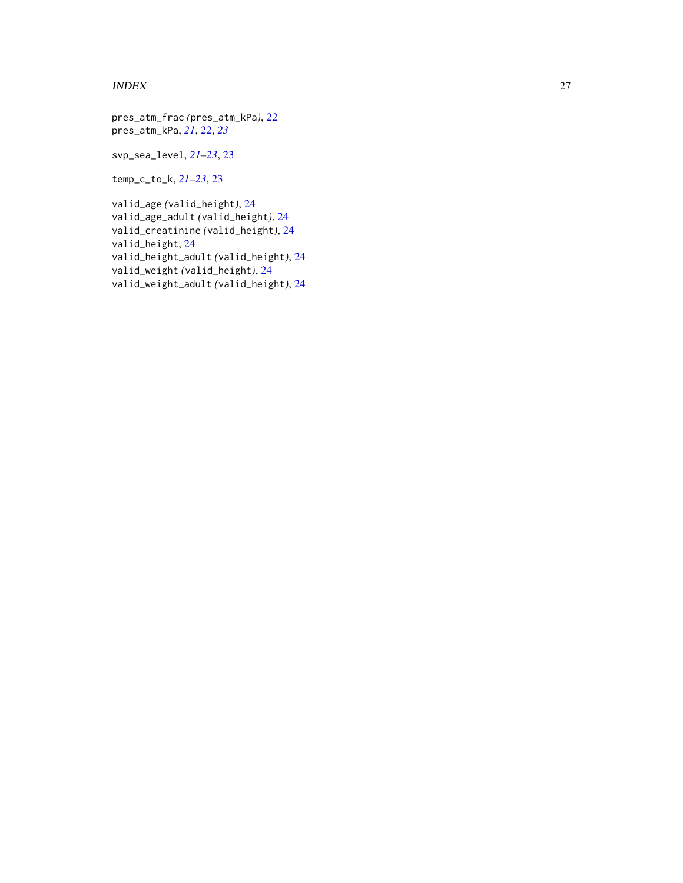pres_atm_frac *(*pres_atm_kPa*)*, 22
pres_atm_kPa, *21*, 22, *23*

svp_sea_level, *21–23*, 23

temp_c_to_k, *21–23*, 23

valid_age *(*valid_height*)*, 24
valid_age_adult *(*valid_height*)*, 24
valid_creatinine *(*valid_height*)*, 24
valid_height, 24
valid_height_adult *(*valid_height*)*, 24
valid_weight *(*valid_height*)*, 24
valid_weight_adult *(*valid_height*)*, 24